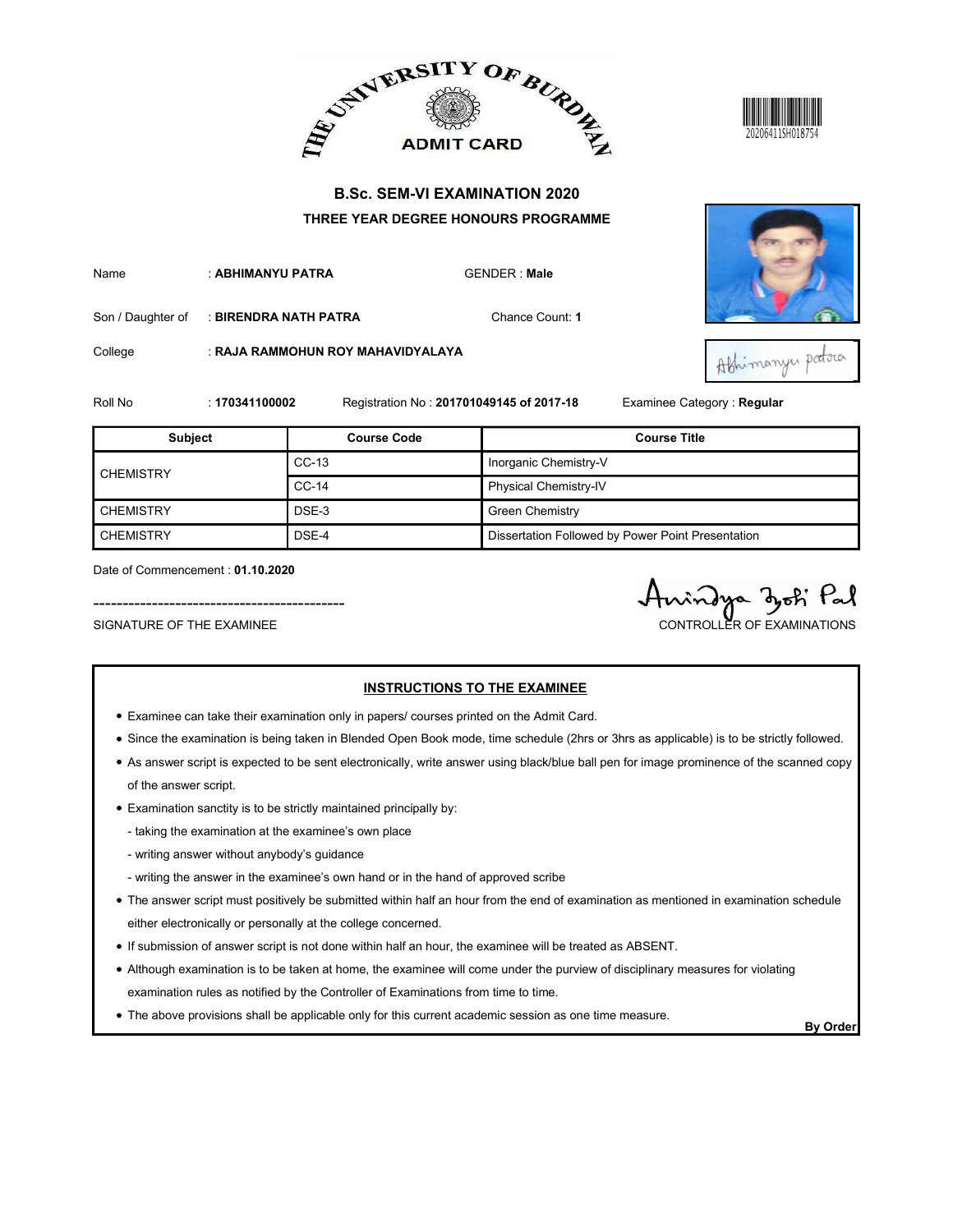# THE UNIVERSITY OF BURDWAN

## ADMIT CARD

20206411SH018754

## B.Sc. SEM-VI EXAMINATION 2020

### THREE YEAR DEGREE HONOURS PROGRAMME

Name : **ABHIMANYU PATRA** GENDER : **Male**

Son / Daughter of : **BIRENDRA NATH PATRA** Chance Count: **1**

College : **RAJA RAMMOHUN ROY MAHAVIDYALAYA**

Roll No : **170341100002** Registration No : **201701049145 of 2017-18** Examinee Category : **Regular**

| Subject | Course Code | Course Title |
|---|---|---|
| CHEMISTRY | CC-13 | Inorganic Chemistry-V |
| | CC-14 | Physical Chemistry-IV |
| CHEMISTRY | DSE-3 | Green Chemistry |
| CHEMISTRY | DSE-4 | Dissertation Followed by Power Point Presentation |

Date of Commencement : **01.10.2020**

SIGNATURE OF THE EXAMINEE

CONTROLLER OF EXAMINATIONS

**INSTRUCTIONS TO THE EXAMINEE**

- Examinee can take their examination only in papers/ courses printed on the Admit Card.
- Since the examination is being taken in Blended Open Book mode, time schedule (2hrs or 3hrs as applicable) is to be strictly followed.
- As answer script is expected to be sent electronically, write answer using black/blue ball pen for image prominence of the scanned copy of the answer script.
- Examination sanctity is to be strictly maintained principally by:
  - taking the examination at the examinee's own place
  - writing answer without anybody's guidance
  - writing the answer in the examinee's own hand or in the hand of approved scribe
- The answer script must positively be submitted within half an hour from the end of examination as mentioned in examination schedule either electronically or personally at the college concerned.
- If submission of answer script is not done within half an hour, the examinee will be treated as ABSENT.
- Although examination is to be taken at home, the examinee will come under the purview of disciplinary measures for violating examination rules as notified by the Controller of Examinations from time to time.
- The above provisions shall be applicable only for this current academic session as one time measure.

**By Order**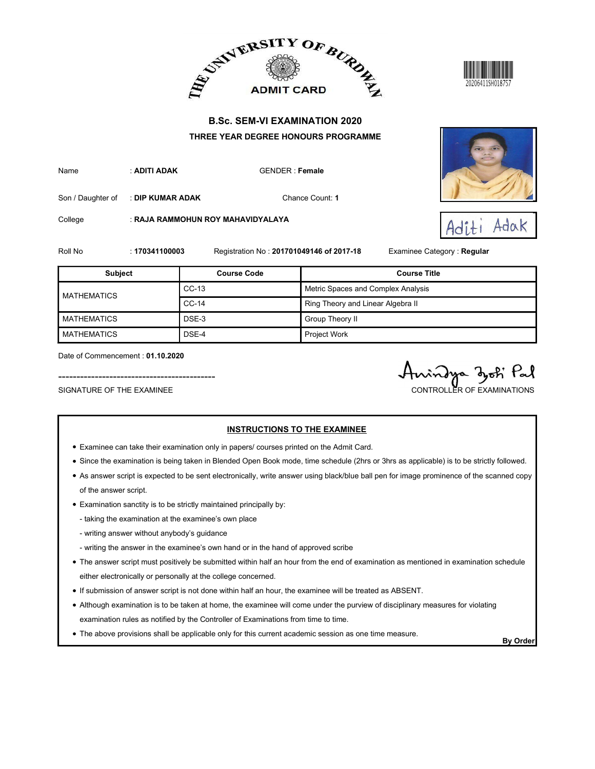THE UNIVERSITY OF BURDWAN

ADMIT CARD

20206411SH018757

## B.Sc. SEM-VI EXAMINATION 2020

### THREE YEAR DEGREE HONOURS PROGRAMME

Name : **ADITI ADAK** GENDER : **Female**

Son / Daughter of : **DIP KUMAR ADAK** Chance Count: **1**

College : **RAJA RAMMOHUN ROY MAHAVIDYALAYA**

Aditi Adak

Roll No : **170341100003** Registration No : **201701049146 of 2017-18** Examinee Category : **Regular**

| Subject | Course Code | Course Title |
|---|---|---|
| MATHEMATICS | CC-13 | Metric Spaces and Complex Analysis |
| | CC-14 | Ring Theory and Linear Algebra II |
| MATHEMATICS | DSE-3 | Group Theory II |
| MATHEMATICS | DSE-4 | Project Work |

Date of Commencement : **01.10.2020**

-------------------------------------------

SIGNATURE OF THE EXAMINEE

Anindya Jyoti Pal

CONTROLLER OF EXAMINATIONS

### INSTRUCTIONS TO THE EXAMINEE

- Examinee can take their examination only in papers/ courses printed on the Admit Card.
- Since the examination is being taken in Blended Open Book mode, time schedule (2hrs or 3hrs as applicable) is to be strictly followed.
- As answer script is expected to be sent electronically, write answer using black/blue ball pen for image prominence of the scanned copy of the answer script.
- Examination sanctity is to be strictly maintained principally by:
  - taking the examination at the examinee's own place
  - writing answer without anybody's guidance
  - writing the answer in the examinee's own hand or in the hand of approved scribe
- The answer script must positively be submitted within half an hour from the end of examination as mentioned in examination schedule either electronically or personally at the college concerned.
- If submission of answer script is not done within half an hour, the examinee will be treated as ABSENT.
- Although examination is to be taken at home, the examinee will come under the purview of disciplinary measures for violating examination rules as notified by the Controller of Examinations from time to time.
- The above provisions shall be applicable only for this current academic session as one time measure.

**By Order**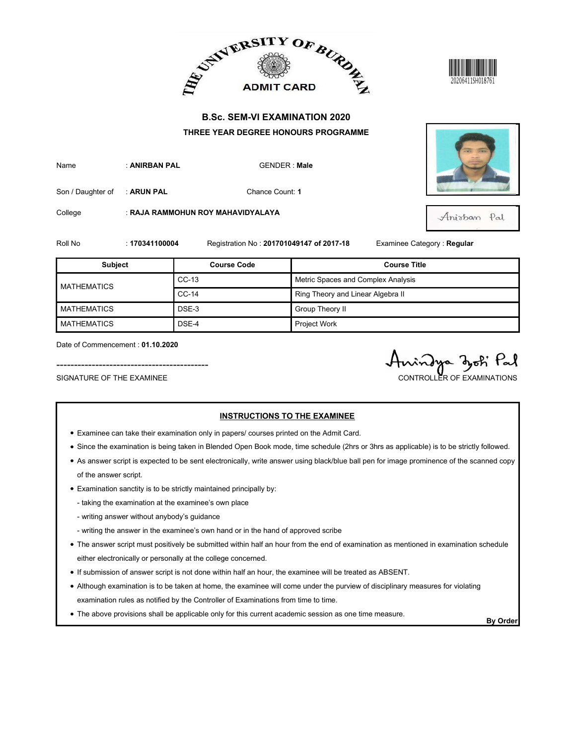THE UNIVERSITY OF BURDWAN

ADMIT CARD

20206411SH018761

## B.Sc. SEM-VI EXAMINATION 2020

### THREE YEAR DEGREE HONOURS PROGRAMME

Name : **ANIRBAN PAL** GENDER : **Male**

Son / Daughter of : **ARUN PAL** Chance Count: **1**

College : **RAJA RAMMOHUN ROY MAHAVIDYALAYA**

Anirban Pal

Roll No : **170341100004** Registration No : **201701049147 of 2017-18** Examinee Category : **Regular**

| Subject | Course Code | Course Title |
|---|---|---|
| MATHEMATICS | CC-13 | Metric Spaces and Complex Analysis |
| | CC-14 | Ring Theory and Linear Algebra II |
| MATHEMATICS | DSE-3 | Group Theory II |
| MATHEMATICS | DSE-4 | Project Work |

Date of Commencement : **01.10.2020**

-------------------------------------------

SIGNATURE OF THE EXAMINEE

Anindya Jyoti Pal

CONTROLLER OF EXAMINATIONS

**INSTRUCTIONS TO THE EXAMINEE**

- Examinee can take their examination only in papers/ courses printed on the Admit Card.
- Since the examination is being taken in Blended Open Book mode, time schedule (2hrs or 3hrs as applicable) is to be strictly followed.
- As answer script is expected to be sent electronically, write answer using black/blue ball pen for image prominence of the scanned copy of the answer script.
- Examination sanctity is to be strictly maintained principally by:
  - taking the examination at the examinee's own place
  - writing answer without anybody's guidance
  - writing the answer in the examinee's own hand or in the hand of approved scribe
- The answer script must positively be submitted within half an hour from the end of examination as mentioned in examination schedule either electronically or personally at the college concerned.
- If submission of answer script is not done within half an hour, the examinee will be treated as ABSENT.
- Although examination is to be taken at home, the examinee will come under the purview of disciplinary measures for violating examination rules as notified by the Controller of Examinations from time to time.
- The above provisions shall be applicable only for this current academic session as one time measure.

**By Order**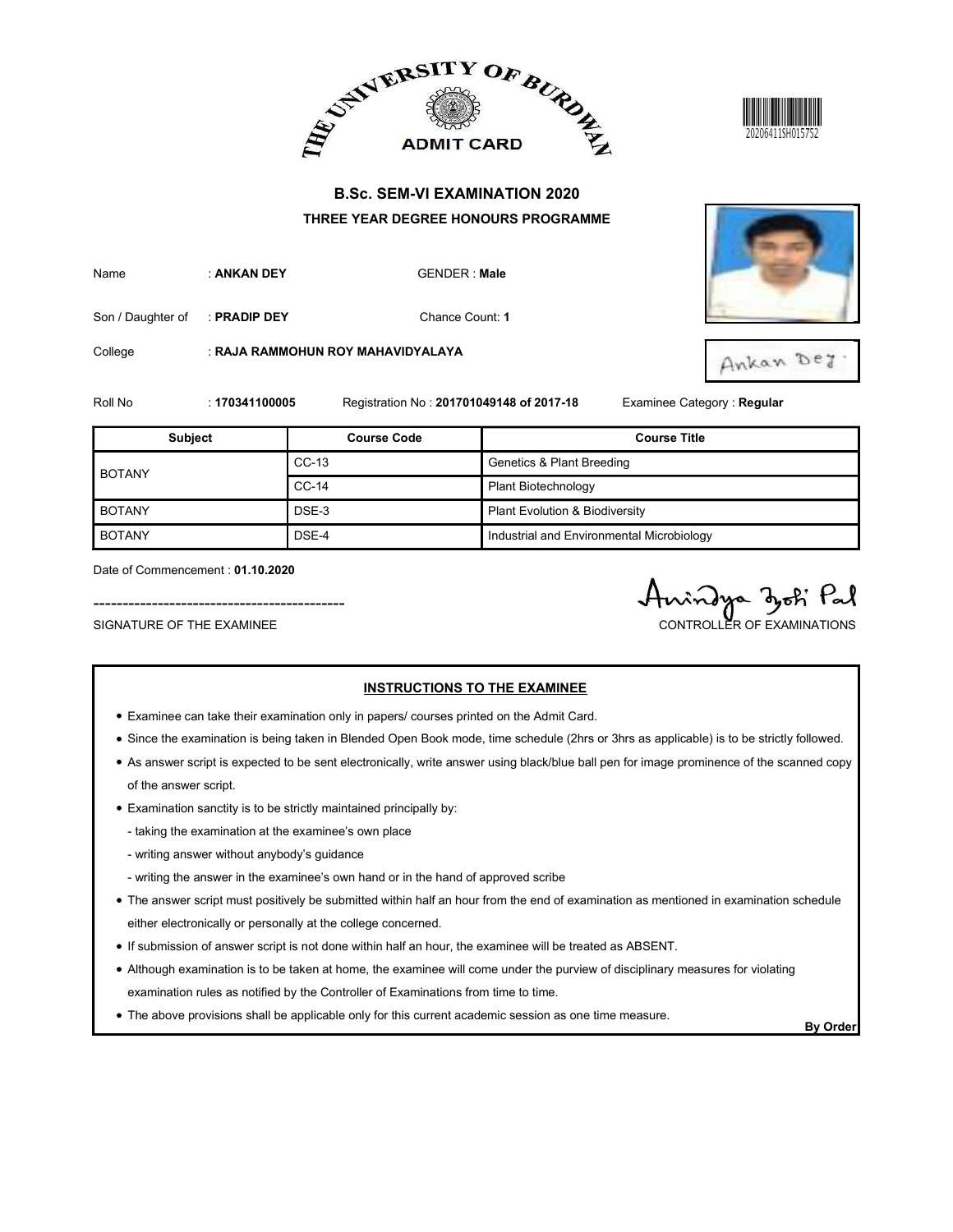THE UNIVERSITY OF BURDWAN

ADMIT CARD

20206411SH015752

## B.Sc. SEM-VI EXAMINATION 2020

### THREE YEAR DEGREE HONOURS PROGRAMME

Name : **ANKAN DEY** GENDER : **Male**

Son / Daughter of : **PRADIP DEY** Chance Count: **1**

College : **RAJA RAMMOHUN ROY MAHAVIDYALAYA**

Ankan Dey

Roll No : **170341100005** Registration No : **201701049148 of 2017-18** Examinee Category : **Regular**

| Subject | Course Code | Course Title |
|---|---|---|
| BOTANY | CC-13 | Genetics & Plant Breeding |
| | CC-14 | Plant Biotechnology |
| BOTANY | DSE-3 | Plant Evolution & Biodiversity |
| BOTANY | DSE-4 | Industrial and Environmental Microbiology |

Date of Commencement : **01.10.2020**

SIGNATURE OF THE EXAMINEE

Anindya Jyoti Pal
CONTROLLER OF EXAMINATIONS

**INSTRUCTIONS TO THE EXAMINEE**

- Examinee can take their examination only in papers/ courses printed on the Admit Card.
- Since the examination is being taken in Blended Open Book mode, time schedule (2hrs or 3hrs as applicable) is to be strictly followed.
- As answer script is expected to be sent electronically, write answer using black/blue ball pen for image prominence of the scanned copy of the answer script.
- Examination sanctity is to be strictly maintained principally by:
  - taking the examination at the examinee's own place
  - writing answer without anybody's guidance
  - writing the answer in the examinee's own hand or in the hand of approved scribe
- The answer script must positively be submitted within half an hour from the end of examination as mentioned in examination schedule either electronically or personally at the college concerned.
- If submission of answer script is not done within half an hour, the examinee will be treated as ABSENT.
- Although examination is to be taken at home, the examinee will come under the purview of disciplinary measures for violating examination rules as notified by the Controller of Examinations from time to time.
- The above provisions shall be applicable only for this current academic session as one time measure.

**By Order**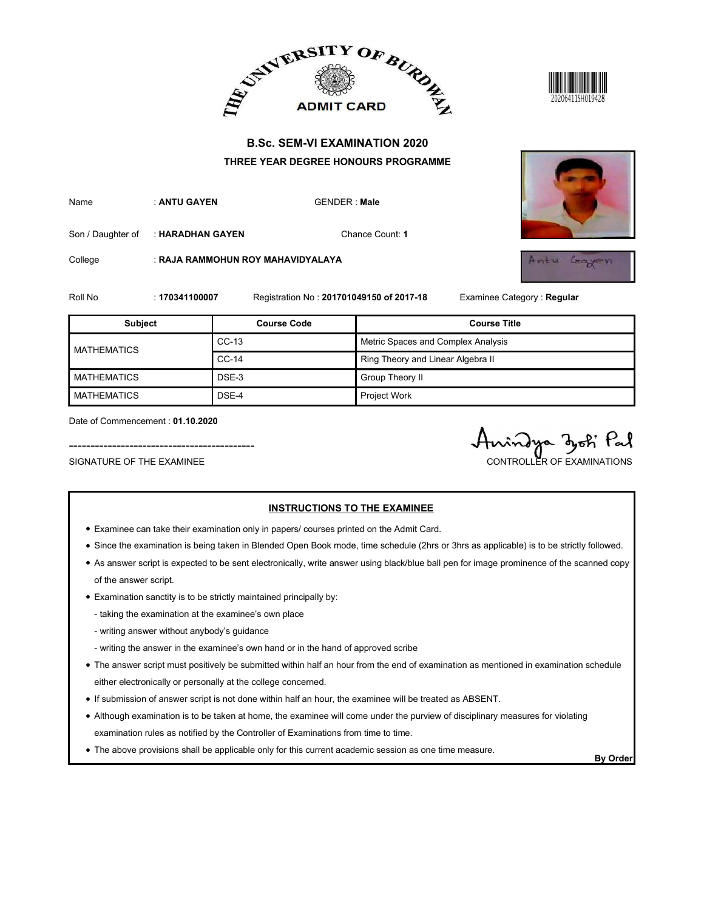# THE UNIVERSITY OF BURDWAN

## ADMIT CARD

20206411SH019428

### B.Sc. SEM-VI EXAMINATION 2020

### THREE YEAR DEGREE HONOURS PROGRAMME

Name : **ANTU GAYEN** GENDER : **Male**

Son / Daughter of : **HARADHAN GAYEN** Chance Count: **1**

College : **RAJA RAMMOHUN ROY MAHAVIDYALAYA**

Roll No : **170341100007** Registration No : **201701049150 of 2017-18** Examinee Category : **Regular**

| Subject | Course Code | Course Title |
| --- | --- | --- |
| MATHEMATICS | CC-13 | Metric Spaces and Complex Analysis |
| | CC-14 | Ring Theory and Linear Algebra II |
| MATHEMATICS | DSE-3 | Group Theory II |
| MATHEMATICS | DSE-4 | Project Work |

Date of Commencement : **01.10.2020**

SIGNATURE OF THE EXAMINEE

CONTROLLER OF EXAMINATIONS

**INSTRUCTIONS TO THE EXAMINEE**

- Examinee can take their examination only in papers/ courses printed on the Admit Card.
- Since the examination is being taken in Blended Open Book mode, time schedule (2hrs or 3hrs as applicable) is to be strictly followed.
- As answer script is expected to be sent electronically, write answer using black/blue ball pen for image prominence of the scanned copy of the answer script.
- Examination sanctity is to be strictly maintained principally by:
  - taking the examination at the examinee's own place
  - writing answer without anybody's guidance
  - writing the answer in the examinee's own hand or in the hand of approved scribe
- The answer script must positively be submitted within half an hour from the end of examination as mentioned in examination schedule either electronically or personally at the college concerned.
- If submission of answer script is not done within half an hour, the examinee will be treated as ABSENT.
- Although examination is to be taken at home, the examinee will come under the purview of disciplinary measures for violating examination rules as notified by the Controller of Examinations from time to time.
- The above provisions shall be applicable only for this current academic session as one time measure.

**By Order**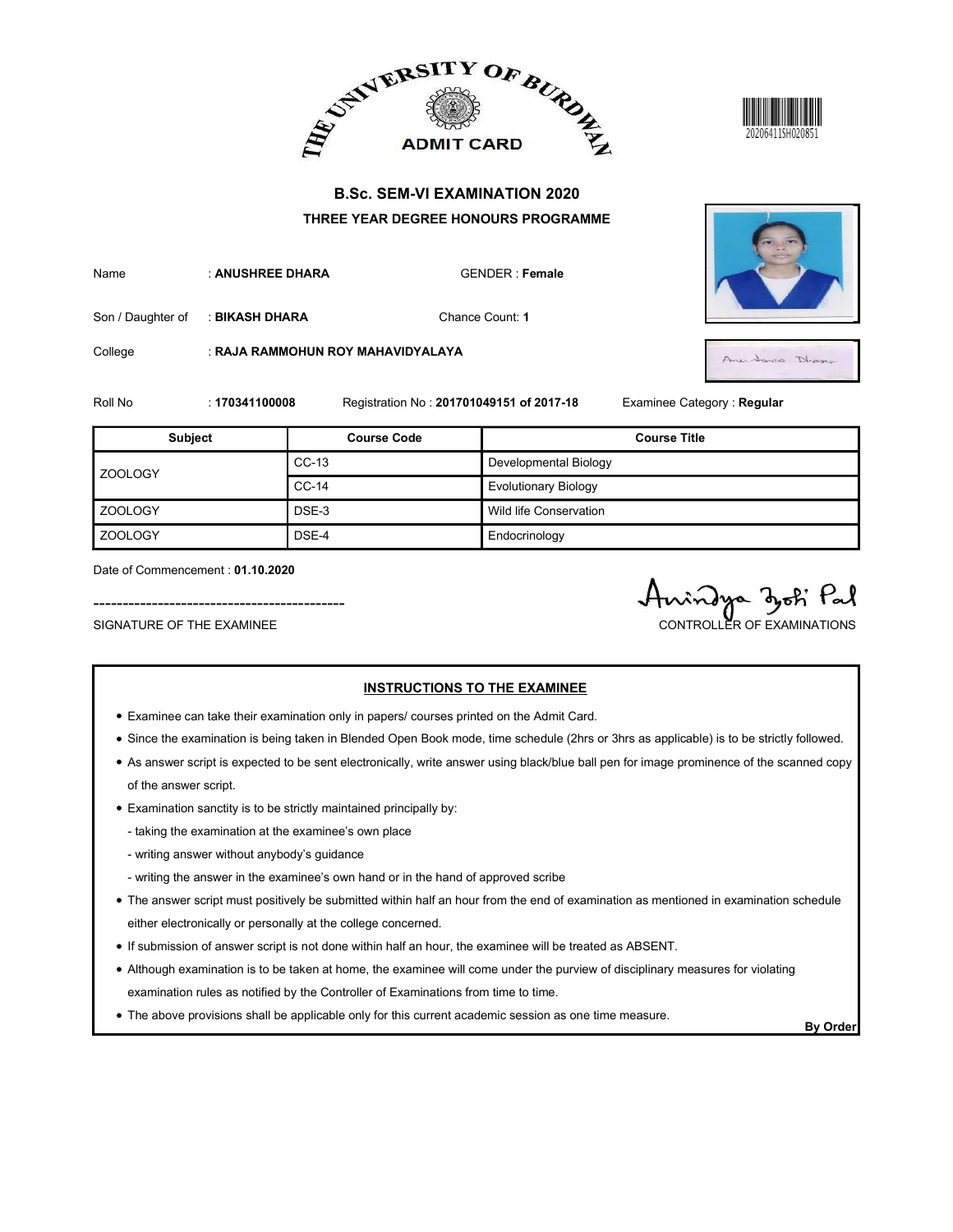THE UNIVERSITY OF BURDWAN

ADMIT CARD

20206411SH020851

## B.Sc. SEM-VI EXAMINATION 2020

### THREE YEAR DEGREE HONOURS PROGRAMME

Name : **ANUSHREE DHARA** GENDER : **Female**

Son / Daughter of : **BIKASH DHARA** Chance Count: **1**

College : **RAJA RAMMOHUN ROY MAHAVIDYALAYA**

Roll No : **170341100008** Registration No : **201701049151 of 2017-18** Examinee Category : **Regular**

| Subject | Course Code | Course Title |
|---|---|---|
| ZOOLOGY | CC-13 | Developmental Biology |
| | CC-14 | Evolutionary Biology |
| ZOOLOGY | DSE-3 | Wild life Conservation |
| ZOOLOGY | DSE-4 | Endocrinology |

Date of Commencement : **01.10.2020**

SIGNATURE OF THE EXAMINEE

Anindya Jyoti Pal

CONTROLLER OF EXAMINATIONS

### INSTRUCTIONS TO THE EXAMINEE

- Examinee can take their examination only in papers/ courses printed on the Admit Card.
- Since the examination is being taken in Blended Open Book mode, time schedule (2hrs or 3hrs as applicable) is to be strictly followed.
- As answer script is expected to be sent electronically, write answer using black/blue ball pen for image prominence of the scanned copy of the answer script.
- Examination sanctity is to be strictly maintained principally by:
  - taking the examination at the examinee's own place
  - writing answer without anybody's guidance
  - writing the answer in the examinee's own hand or in the hand of approved scribe
- The answer script must positively be submitted within half an hour from the end of examination as mentioned in examination schedule either electronically or personally at the college concerned.
- If submission of answer script is not done within half an hour, the examinee will be treated as ABSENT.
- Although examination is to be taken at home, the examinee will come under the purview of disciplinary measures for violating examination rules as notified by the Controller of Examinations from time to time.
- The above provisions shall be applicable only for this current academic session as one time measure.

**By Order**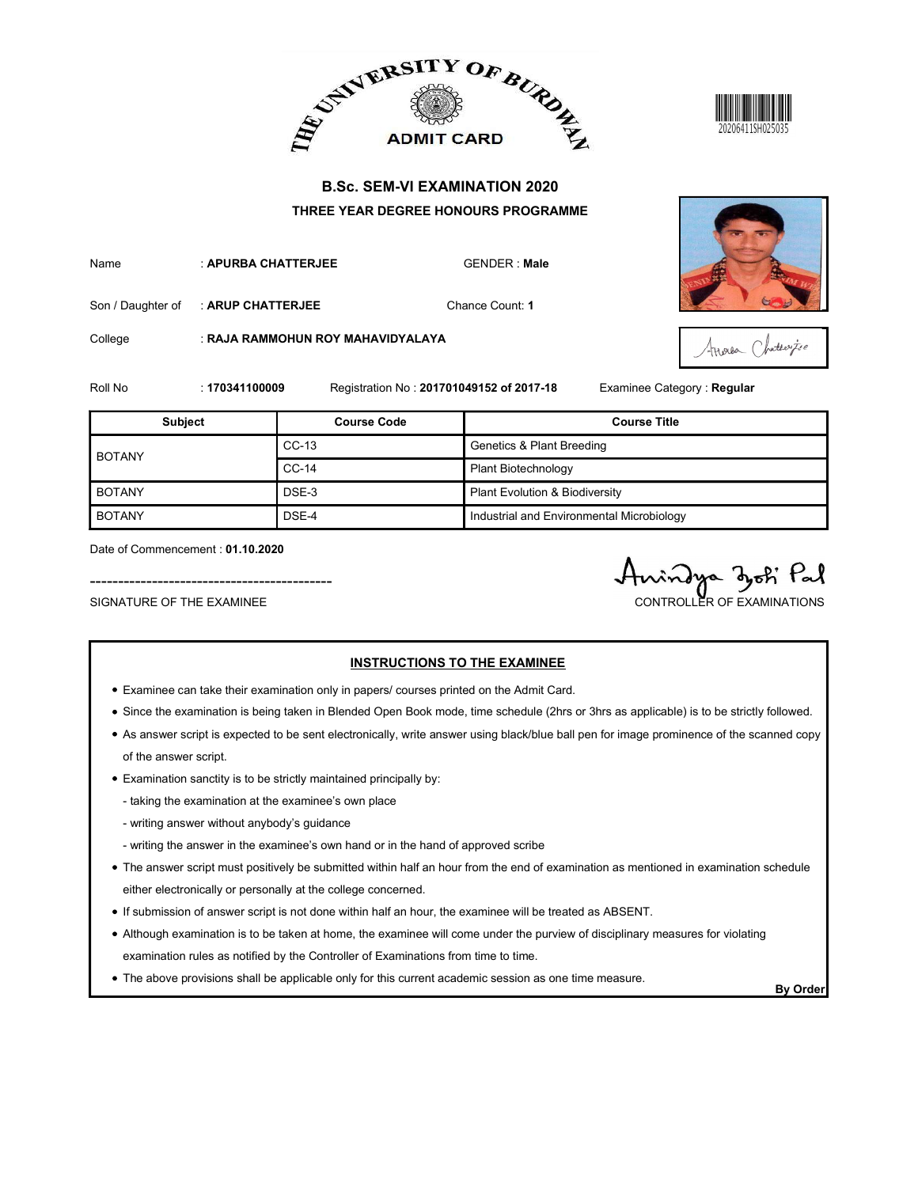THE UNIVERSITY OF BURDWAN

ADMIT CARD

20206411SH025035

## B.Sc. SEM-VI EXAMINATION 2020

### THREE YEAR DEGREE HONOURS PROGRAMME

Name : **APURBA CHATTERJEE** GENDER : **Male**

Son / Daughter of : **ARUP CHATTERJEE** Chance Count: **1**

College : **RAJA RAMMOHUN ROY MAHAVIDYALAYA**

Roll No : **170341100009** Registration No : **201701049152 of 2017-18** Examinee Category : **Regular**

| Subject | Course Code | Course Title |
|---|---|---|
| BOTANY | CC-13 | Genetics & Plant Breeding |
| | CC-14 | Plant Biotechnology |
| BOTANY | DSE-3 | Plant Evolution & Biodiversity |
| BOTANY | DSE-4 | Industrial and Environmental Microbiology |

Date of Commencement : **01.10.2020**

SIGNATURE OF THE EXAMINEE

CONTROLLER OF EXAMINATIONS

### INSTRUCTIONS TO THE EXAMINEE

- Examinee can take their examination only in papers/ courses printed on the Admit Card.
- Since the examination is being taken in Blended Open Book mode, time schedule (2hrs or 3hrs as applicable) is to be strictly followed.
- As answer script is expected to be sent electronically, write answer using black/blue ball pen for image prominence of the scanned copy of the answer script.
- Examination sanctity is to be strictly maintained principally by:
  - taking the examination at the examinee's own place
  - writing answer without anybody's guidance
  - writing the answer in the examinee's own hand or in the hand of approved scribe
- The answer script must positively be submitted within half an hour from the end of examination as mentioned in examination schedule either electronically or personally at the college concerned.
- If submission of answer script is not done within half an hour, the examinee will be treated as ABSENT.
- Although examination is to be taken at home, the examinee will come under the purview of disciplinary measures for violating examination rules as notified by the Controller of Examinations from time to time.
- The above provisions shall be applicable only for this current academic session as one time measure.

**By Order**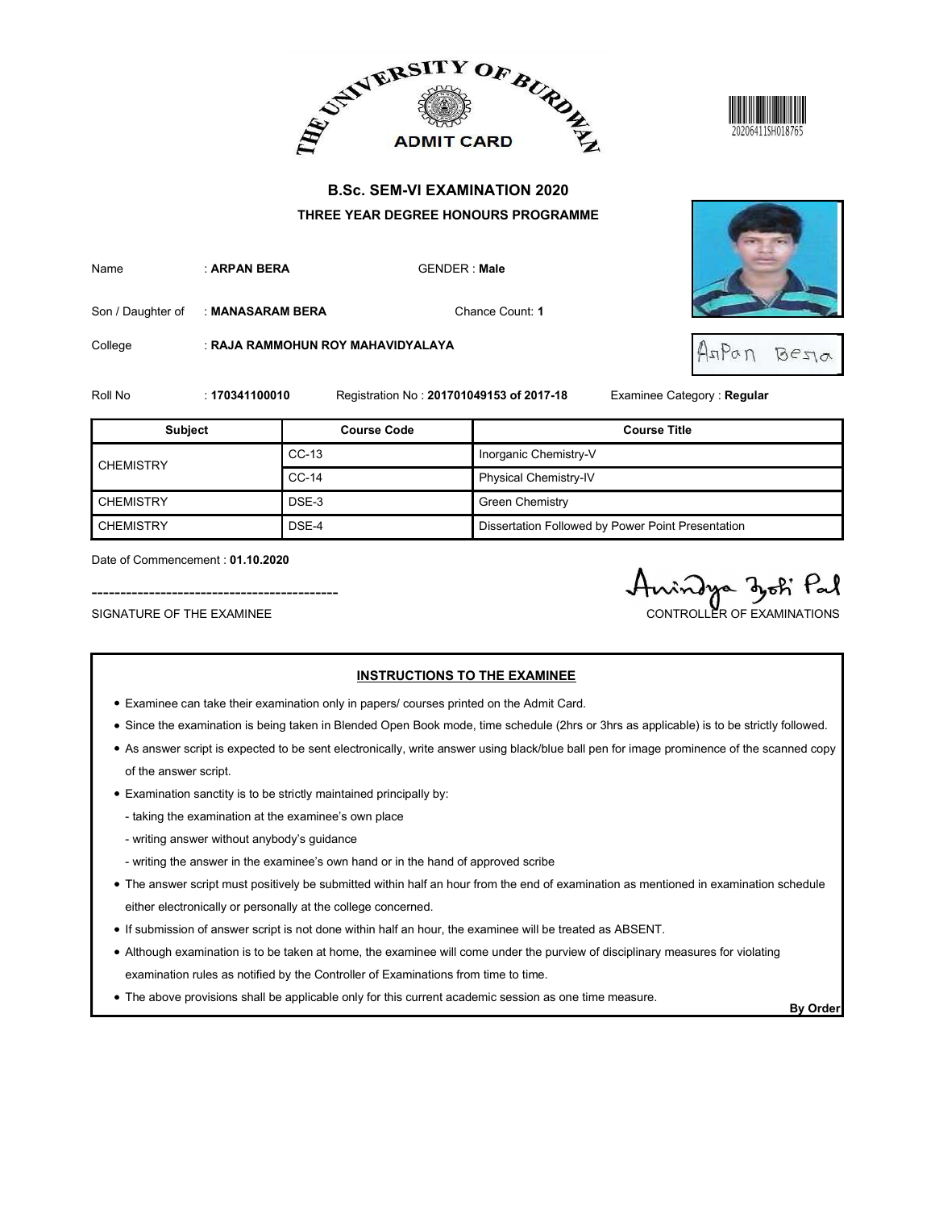THE UNIVERSITY OF BURDWAN

ADMIT CARD

20206411SH018765

## B.Sc. SEM-VI EXAMINATION 2020

### THREE YEAR DEGREE HONOURS PROGRAMME

Name : **ARPAN BERA** GENDER : **Male**

Son / Daughter of : **MANASARAM BERA** Chance Count: **1**

College : **RAJA RAMMOHUN ROY MAHAVIDYALAYA**

Arpan Bera

Roll No : **170341100010** Registration No : **201701049153 of 2017-18** Examinee Category : **Regular**

| Subject | Course Code | Course Title |
|---|---|---|
| CHEMISTRY | CC-13 | Inorganic Chemistry-V |
| | CC-14 | Physical Chemistry-IV |
| CHEMISTRY | DSE-3 | Green Chemistry |
| CHEMISTRY | DSE-4 | Dissertation Followed by Power Point Presentation |

Date of Commencement : **01.10.2020**

SIGNATURE OF THE EXAMINEE

Anindya Jyoti Pal
CONTROLLER OF EXAMINATIONS

### INSTRUCTIONS TO THE EXAMINEE

- Examinee can take their examination only in papers/ courses printed on the Admit Card.
- Since the examination is being taken in Blended Open Book mode, time schedule (2hrs or 3hrs as applicable) is to be strictly followed.
- As answer script is expected to be sent electronically, write answer using black/blue ball pen for image prominence of the scanned copy of the answer script.
- Examination sanctity is to be strictly maintained principally by:
  - taking the examination at the examinee's own place
  - writing answer without anybody's guidance
  - writing the answer in the examinee's own hand or in the hand of approved scribe
- The answer script must positively be submitted within half an hour from the end of examination as mentioned in examination schedule either electronically or personally at the college concerned.
- If submission of answer script is not done within half an hour, the examinee will be treated as ABSENT.
- Although examination is to be taken at home, the examinee will come under the purview of disciplinary measures for violating examination rules as notified by the Controller of Examinations from time to time.
- The above provisions shall be applicable only for this current academic session as one time measure.

**By Order**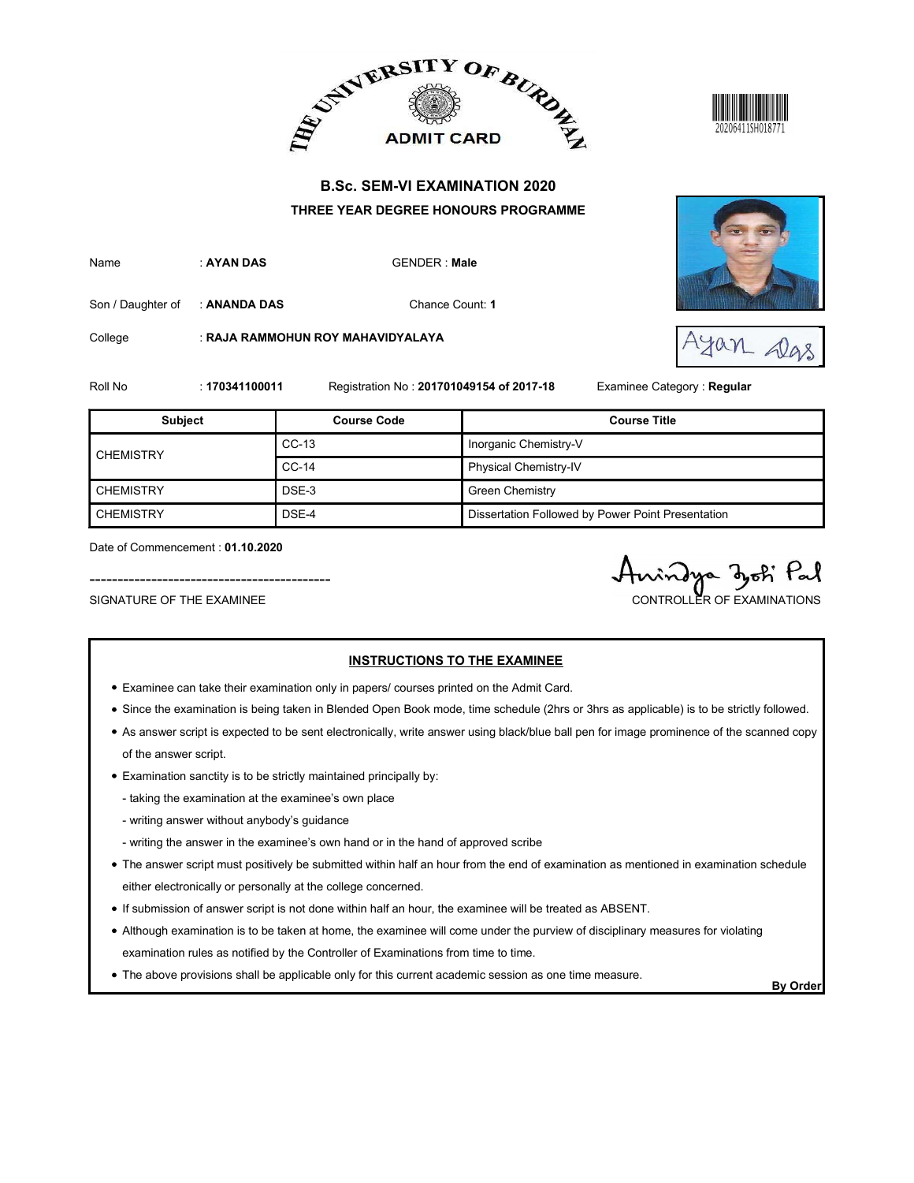THE UNIVERSITY OF BURDWAN

ADMIT CARD

20206411SH018771

## B.Sc. SEM-VI EXAMINATION 2020

### THREE YEAR DEGREE HONOURS PROGRAMME

Name : **AYAN DAS** GENDER : **Male**

Son / Daughter of : **ANANDA DAS** Chance Count: **1**

College : **RAJA RAMMOHUN ROY MAHAVIDYALAYA**

Roll No : **170341100011** Registration No : **201701049154 of 2017-18** Examinee Category : **Regular**

| Subject | Course Code | Course Title |
|---|---|---|
| CHEMISTRY | CC-13 | Inorganic Chemistry-V |
| | CC-14 | Physical Chemistry-IV |
| CHEMISTRY | DSE-3 | Green Chemistry |
| CHEMISTRY | DSE-4 | Dissertation Followed by Power Point Presentation |

Date of Commencement : **01.10.2020**

-------------------------------------------

SIGNATURE OF THE EXAMINEE

CONTROLLER OF EXAMINATIONS

**INSTRUCTIONS TO THE EXAMINEE**

- Examinee can take their examination only in papers/ courses printed on the Admit Card.
- Since the examination is being taken in Blended Open Book mode, time schedule (2hrs or 3hrs as applicable) is to be strictly followed.
- As answer script is expected to be sent electronically, write answer using black/blue ball pen for image prominence of the scanned copy of the answer script.
- Examination sanctity is to be strictly maintained principally by:
  - taking the examination at the examinee's own place
  - writing answer without anybody's guidance
  - writing the answer in the examinee's own hand or in the hand of approved scribe
- The answer script must positively be submitted within half an hour from the end of examination as mentioned in examination schedule either electronically or personally at the college concerned.
- If submission of answer script is not done within half an hour, the examinee will be treated as ABSENT.
- Although examination is to be taken at home, the examinee will come under the purview of disciplinary measures for violating examination rules as notified by the Controller of Examinations from time to time.
- The above provisions shall be applicable only for this current academic session as one time measure.

**By Order**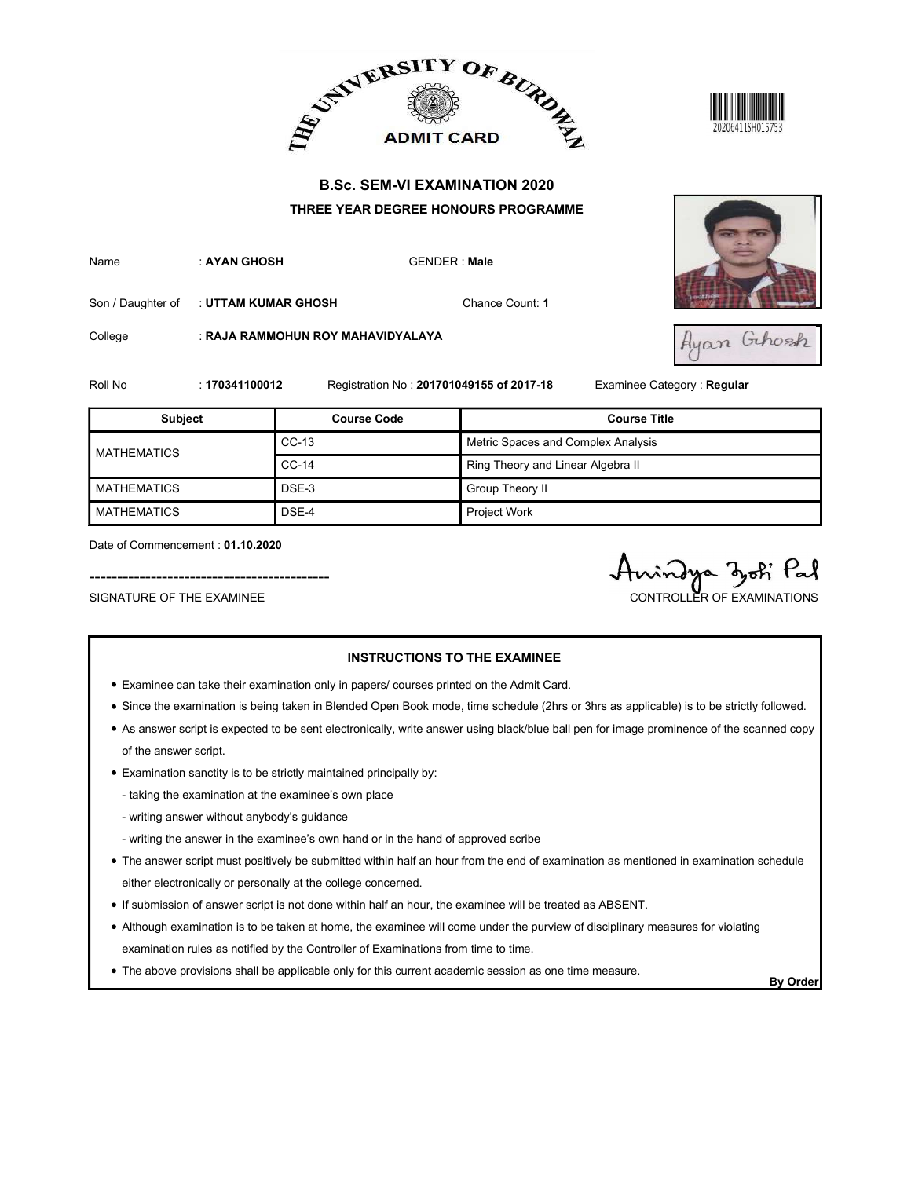THE UNIVERSITY OF BURDWAN

ADMIT CARD

20206411SH015753

## B.Sc. SEM-VI EXAMINATION 2020

### THREE YEAR DEGREE HONOURS PROGRAMME

Name : **AYAN GHOSH** GENDER : **Male**

Son / Daughter of : **UTTAM KUMAR GHOSH** Chance Count: **1**

College : **RAJA RAMMOHUN ROY MAHAVIDYALAYA**

Roll No : **170341100012** Registration No : **201701049155 of 2017-18** Examinee Category : **Regular**

| Subject | Course Code | Course Title |
|---|---|---|
| MATHEMATICS | CC-13 | Metric Spaces and Complex Analysis |
| | CC-14 | Ring Theory and Linear Algebra II |
| MATHEMATICS | DSE-3 | Group Theory II |
| MATHEMATICS | DSE-4 | Project Work |

Date of Commencement : **01.10.2020**

SIGNATURE OF THE EXAMINEE

Anindya Jyoti Pal

CONTROLLER OF EXAMINATIONS

### INSTRUCTIONS TO THE EXAMINEE

- Examinee can take their examination only in papers/ courses printed on the Admit Card.
- Since the examination is being taken in Blended Open Book mode, time schedule (2hrs or 3hrs as applicable) is to be strictly followed.
- As answer script is expected to be sent electronically, write answer using black/blue ball pen for image prominence of the scanned copy of the answer script.
- Examination sanctity is to be strictly maintained principally by:
  - taking the examination at the examinee's own place
  - writing answer without anybody's guidance
  - writing the answer in the examinee's own hand or in the hand of approved scribe
- The answer script must positively be submitted within half an hour from the end of examination as mentioned in examination schedule either electronically or personally at the college concerned.
- If submission of answer script is not done within half an hour, the examinee will be treated as ABSENT.
- Although examination is to be taken at home, the examinee will come under the purview of disciplinary measures for violating examination rules as notified by the Controller of Examinations from time to time.
- The above provisions shall be applicable only for this current academic session as one time measure.

**By Order**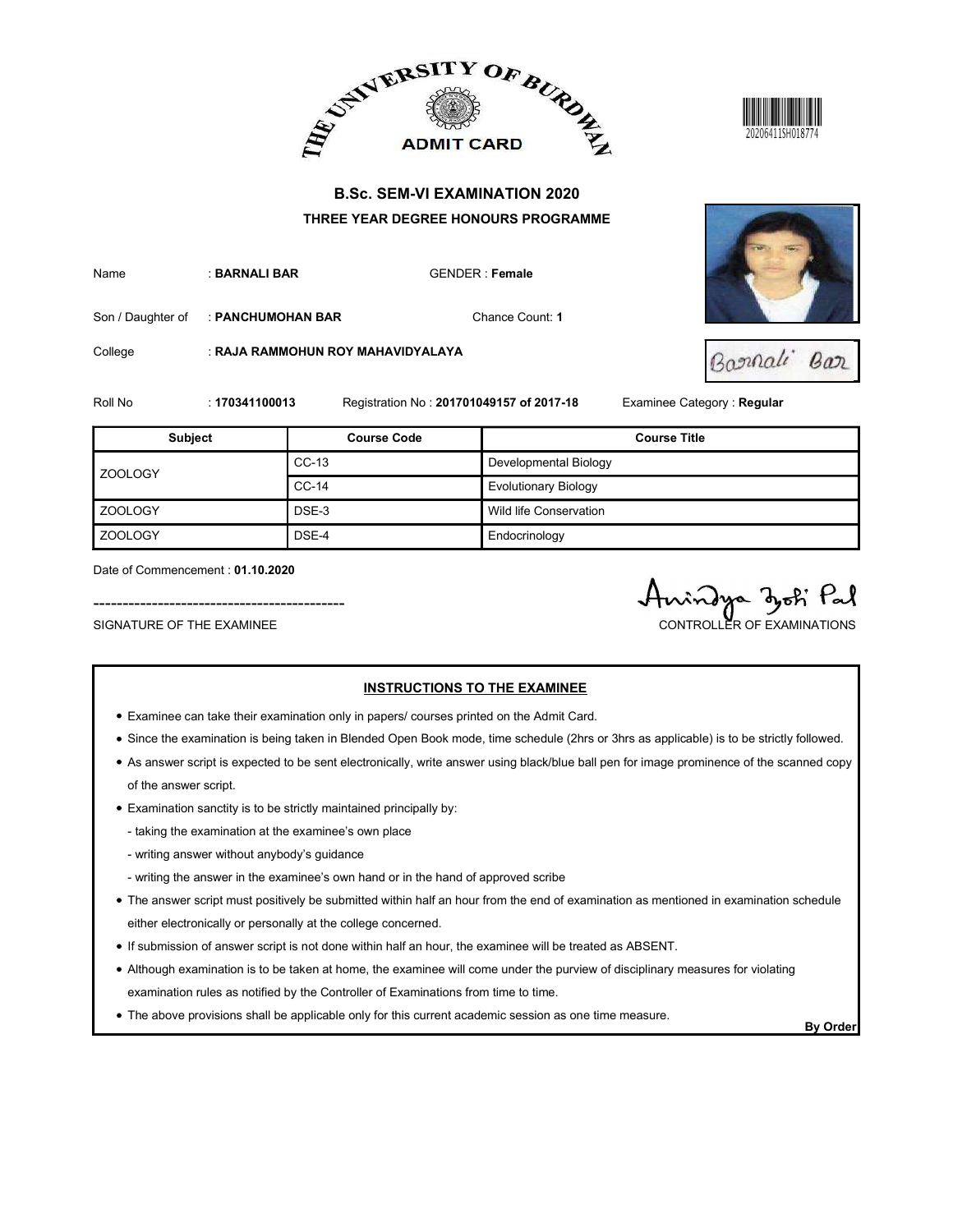# THE UNIVERSITY OF BURDWAN

## ADMIT CARD

20206411SH018774

### B.Sc. SEM-VI EXAMINATION 2020

**THREE YEAR DEGREE HONOURS PROGRAMME**

Name : **BARNALI BAR** GENDER : **Female**

Son / Daughter of : **PANCHUMOHAN BAR** Chance Count: **1**

College : **RAJA RAMMOHUN ROY MAHAVIDYALAYA**

Roll No : **170341100013** Registration No : **201701049157 of 2017-18** Examinee Category : **Regular**

| Subject | Course Code | Course Title |
|---|---|---|
| ZOOLOGY | CC-13 | Developmental Biology |
| | CC-14 | Evolutionary Biology |
| ZOOLOGY | DSE-3 | Wild life Conservation |
| ZOOLOGY | DSE-4 | Endocrinology |

Date of Commencement : **01.10.2020**

SIGNATURE OF THE EXAMINEE

CONTROLLER OF EXAMINATIONS

**INSTRUCTIONS TO THE EXAMINEE**

- Examinee can take their examination only in papers/ courses printed on the Admit Card.
- Since the examination is being taken in Blended Open Book mode, time schedule (2hrs or 3hrs as applicable) is to be strictly followed.
- As answer script is expected to be sent electronically, write answer using black/blue ball pen for image prominence of the scanned copy of the answer script.
- Examination sanctity is to be strictly maintained principally by:
  - taking the examination at the examinee's own place
  - writing answer without anybody's guidance
  - writing the answer in the examinee's own hand or in the hand of approved scribe
- The answer script must positively be submitted within half an hour from the end of examination as mentioned in examination schedule either electronically or personally at the college concerned.
- If submission of answer script is not done within half an hour, the examinee will be treated as ABSENT.
- Although examination is to be taken at home, the examinee will come under the purview of disciplinary measures for violating examination rules as notified by the Controller of Examinations from time to time.
- The above provisions shall be applicable only for this current academic session as one time measure.

**By Order**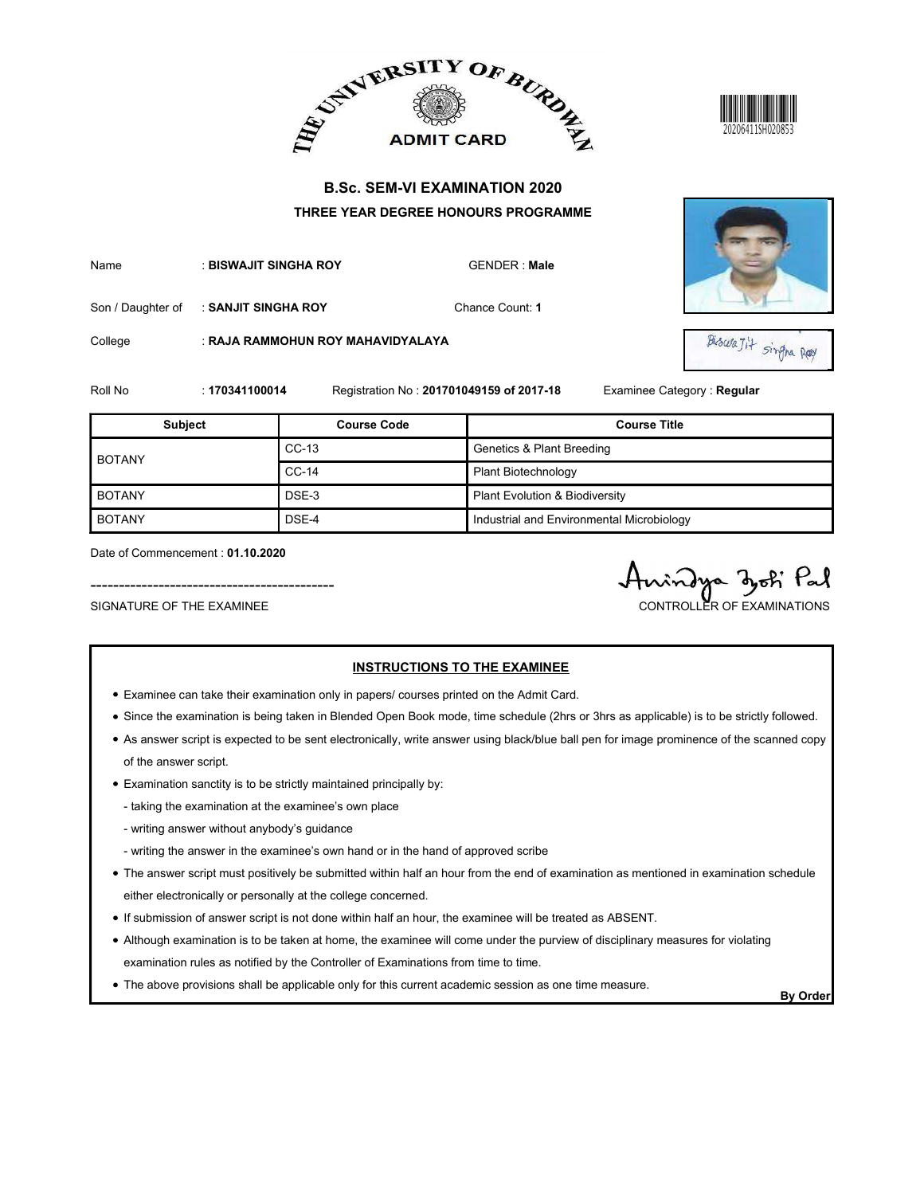THE UNIVERSITY OF BURDWAN

ADMIT CARD

20206411SH020853

## B.Sc. SEM-VI EXAMINATION 2020

### THREE YEAR DEGREE HONOURS PROGRAMME

Name : **BISWAJIT SINGHA ROY** GENDER : **Male**

Son / Daughter of : **SANJIT SINGHA ROY** Chance Count: **1**

College : **RAJA RAMMOHUN ROY MAHAVIDYALAYA**

Roll No : **170341100014** Registration No : **201701049159 of 2017-18** Examinee Category : **Regular**

| Subject | Course Code | Course Title |
|---|---|---|
| BOTANY | CC-13 | Genetics & Plant Breeding |
| | CC-14 | Plant Biotechnology |
| BOTANY | DSE-3 | Plant Evolution & Biodiversity |
| BOTANY | DSE-4 | Industrial and Environmental Microbiology |

Date of Commencement : **01.10.2020**

SIGNATURE OF THE EXAMINEE

CONTROLLER OF EXAMINATIONS

**INSTRUCTIONS TO THE EXAMINEE**

- Examinee can take their examination only in papers/ courses printed on the Admit Card.
- Since the examination is being taken in Blended Open Book mode, time schedule (2hrs or 3hrs as applicable) is to be strictly followed.
- As answer script is expected to be sent electronically, write answer using black/blue ball pen for image prominence of the scanned copy of the answer script.
- Examination sanctity is to be strictly maintained principally by:
  - taking the examination at the examinee's own place
  - writing answer without anybody's guidance
  - writing the answer in the examinee's own hand or in the hand of approved scribe
- The answer script must positively be submitted within half an hour from the end of examination as mentioned in examination schedule either electronically or personally at the college concerned.
- If submission of answer script is not done within half an hour, the examinee will be treated as ABSENT.
- Although examination is to be taken at home, the examinee will come under the purview of disciplinary measures for violating examination rules as notified by the Controller of Examinations from time to time.
- The above provisions shall be applicable only for this current academic session as one time measure.

**By Order**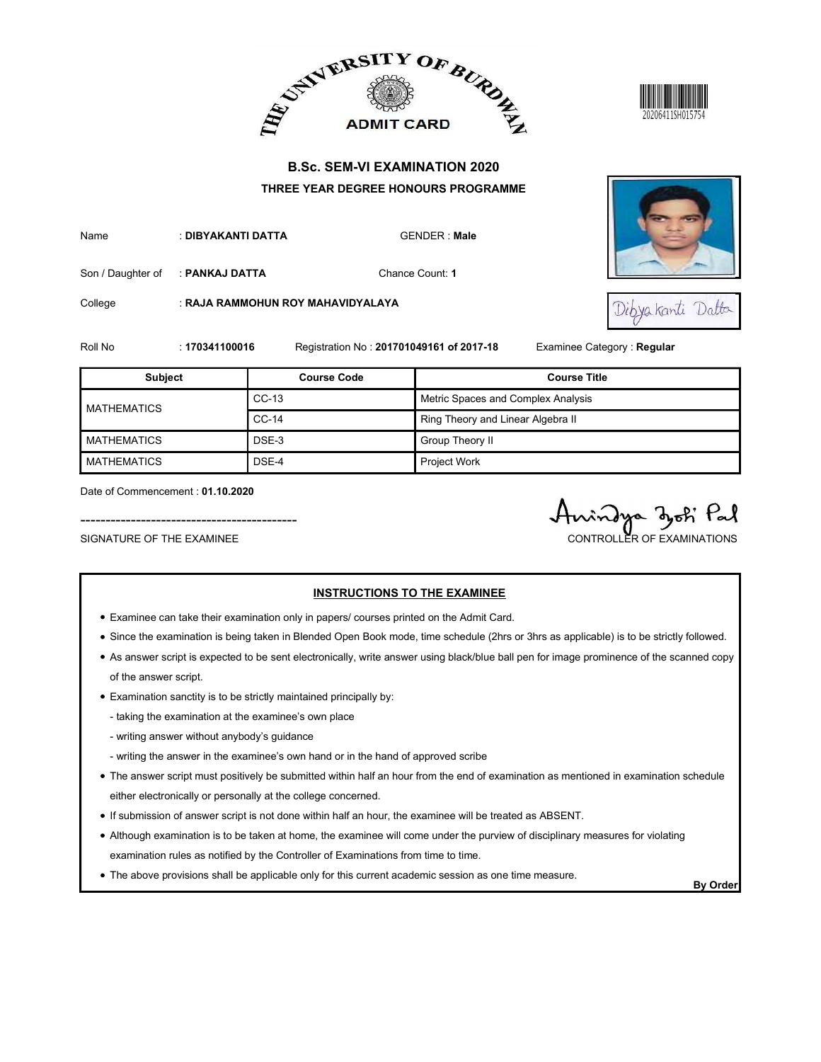THE UNIVERSITY OF BURDWAN

ADMIT CARD

20206411SH015754

## B.Sc. SEM-VI EXAMINATION 2020

### THREE YEAR DEGREE HONOURS PROGRAMME

Name : **DIBYAKANTI DATTA** GENDER : **Male**

Son / Daughter of : **PANKAJ DATTA** Chance Count: **1**

College : **RAJA RAMMOHUN ROY MAHAVIDYALAYA**

Roll No : **170341100016** Registration No : **201701049161 of 2017-18** Examinee Category : **Regular**

| Subject | Course Code | Course Title |
|---|---|---|
| MATHEMATICS | CC-13 | Metric Spaces and Complex Analysis |
| | CC-14 | Ring Theory and Linear Algebra II |
| MATHEMATICS | DSE-3 | Group Theory II |
| MATHEMATICS | DSE-4 | Project Work |

Date of Commencement : **01.10.2020**

SIGNATURE OF THE EXAMINEE

CONTROLLER OF EXAMINATIONS

**INSTRUCTIONS TO THE EXAMINEE**

- Examinee can take their examination only in papers/ courses printed on the Admit Card.
- Since the examination is being taken in Blended Open Book mode, time schedule (2hrs or 3hrs as applicable) is to be strictly followed.
- As answer script is expected to be sent electronically, write answer using black/blue ball pen for image prominence of the scanned copy of the answer script.
- Examination sanctity is to be strictly maintained principally by:
  - taking the examination at the examinee's own place
  - writing answer without anybody's guidance
  - writing the answer in the examinee's own hand or in the hand of approved scribe
- The answer script must positively be submitted within half an hour from the end of examination as mentioned in examination schedule either electronically or personally at the college concerned.
- If submission of answer script is not done within half an hour, the examinee will be treated as ABSENT.
- Although examination is to be taken at home, the examinee will come under the purview of disciplinary measures for violating examination rules as notified by the Controller of Examinations from time to time.
- The above provisions shall be applicable only for this current academic session as one time measure.

**By Order**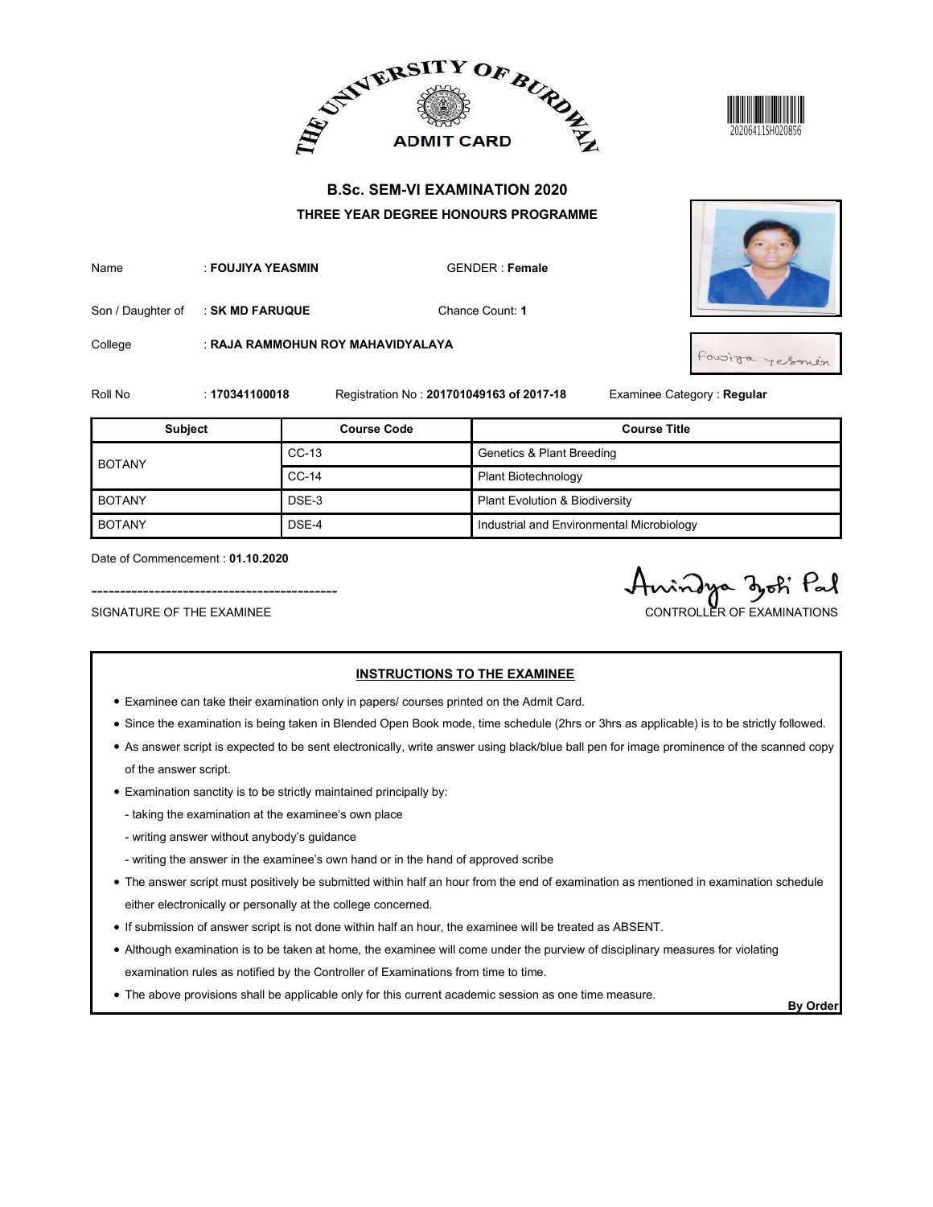THE UNIVERSITY OF BURDWAN

ADMIT CARD

20206411SH020856

## B.Sc. SEM-VI EXAMINATION 2020

### THREE YEAR DEGREE HONOURS PROGRAMME

Name : **FOUJIYA YEASMIN** GENDER : **Female**

Son / Daughter of : **SK MD FARUQUE** Chance Count: **1**

College : **RAJA RAMMOHUN ROY MAHAVIDYALAYA**

Roll No : **170341100018** Registration No : **201701049163 of 2017-18** Examinee Category : **Regular**

| Subject | Course Code | Course Title |
|---|---|---|
| BOTANY | CC-13 | Genetics & Plant Breeding |
| | CC-14 | Plant Biotechnology |
| BOTANY | DSE-3 | Plant Evolution & Biodiversity |
| BOTANY | DSE-4 | Industrial and Environmental Microbiology |

Date of Commencement : **01.10.2020**

SIGNATURE OF THE EXAMINEE

CONTROLLER OF EXAMINATIONS

**INSTRUCTIONS TO THE EXAMINEE**

- Examinee can take their examination only in papers/ courses printed on the Admit Card.
- Since the examination is being taken in Blended Open Book mode, time schedule (2hrs or 3hrs as applicable) is to be strictly followed.
- As answer script is expected to be sent electronically, write answer using black/blue ball pen for image prominence of the scanned copy of the answer script.
- Examination sanctity is to be strictly maintained principally by:
  - taking the examination at the examinee's own place
  - writing answer without anybody's guidance
  - writing the answer in the examinee's own hand or in the hand of approved scribe
- The answer script must positively be submitted within half an hour from the end of examination as mentioned in examination schedule either electronically or personally at the college concerned.
- If submission of answer script is not done within half an hour, the examinee will be treated as ABSENT.
- Although examination is to be taken at home, the examinee will come under the purview of disciplinary measures for violating examination rules as notified by the Controller of Examinations from time to time.
- The above provisions shall be applicable only for this current academic session as one time measure.

**By Order**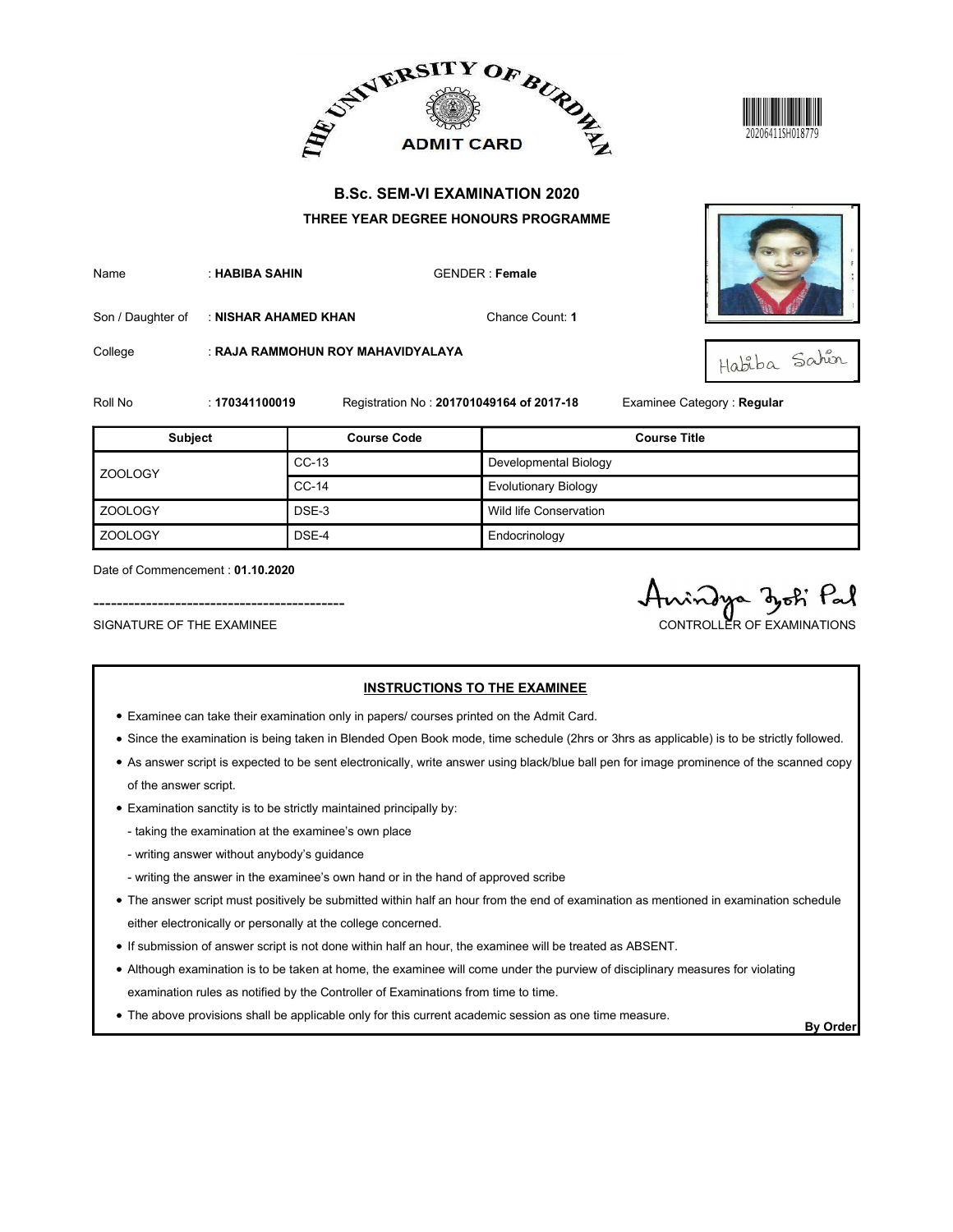THE UNIVERSITY OF BURDWAN

ADMIT CARD

20206411SH018779

## B.Sc. SEM-VI EXAMINATION 2020

### THREE YEAR DEGREE HONOURS PROGRAMME

Name : **HABIBA SAHIN** GENDER : **Female**

Son / Daughter of : **NISHAR AHAMED KHAN** Chance Count: **1**

College : **RAJA RAMMOHUN ROY MAHAVIDYALAYA**

Habiba Sahin

Roll No : **170341100019** Registration No : **201701049164 of 2017-18** Examinee Category : **Regular**

| Subject | Course Code | Course Title |
|---|---|---|
| ZOOLOGY | CC-13 | Developmental Biology |
| | CC-14 | Evolutionary Biology |
| ZOOLOGY | DSE-3 | Wild life Conservation |
| ZOOLOGY | DSE-4 | Endocrinology |

Date of Commencement : **01.10.2020**

-------------------------------------------

SIGNATURE OF THE EXAMINEE

Anindya Jyoti Pal

CONTROLLER OF EXAMINATIONS

**INSTRUCTIONS TO THE EXAMINEE**

- Examinee can take their examination only in papers/ courses printed on the Admit Card.
- Since the examination is being taken in Blended Open Book mode, time schedule (2hrs or 3hrs as applicable) is to be strictly followed.
- As answer script is expected to be sent electronically, write answer using black/blue ball pen for image prominence of the scanned copy of the answer script.
- Examination sanctity is to be strictly maintained principally by:
  - taking the examination at the examinee's own place
  - writing answer without anybody's guidance
  - writing the answer in the examinee's own hand or in the hand of approved scribe
- The answer script must positively be submitted within half an hour from the end of examination as mentioned in examination schedule either electronically or personally at the college concerned.
- If submission of answer script is not done within half an hour, the examinee will be treated as ABSENT.
- Although examination is to be taken at home, the examinee will come under the purview of disciplinary measures for violating examination rules as notified by the Controller of Examinations from time to time.
- The above provisions shall be applicable only for this current academic session as one time measure.

**By Order**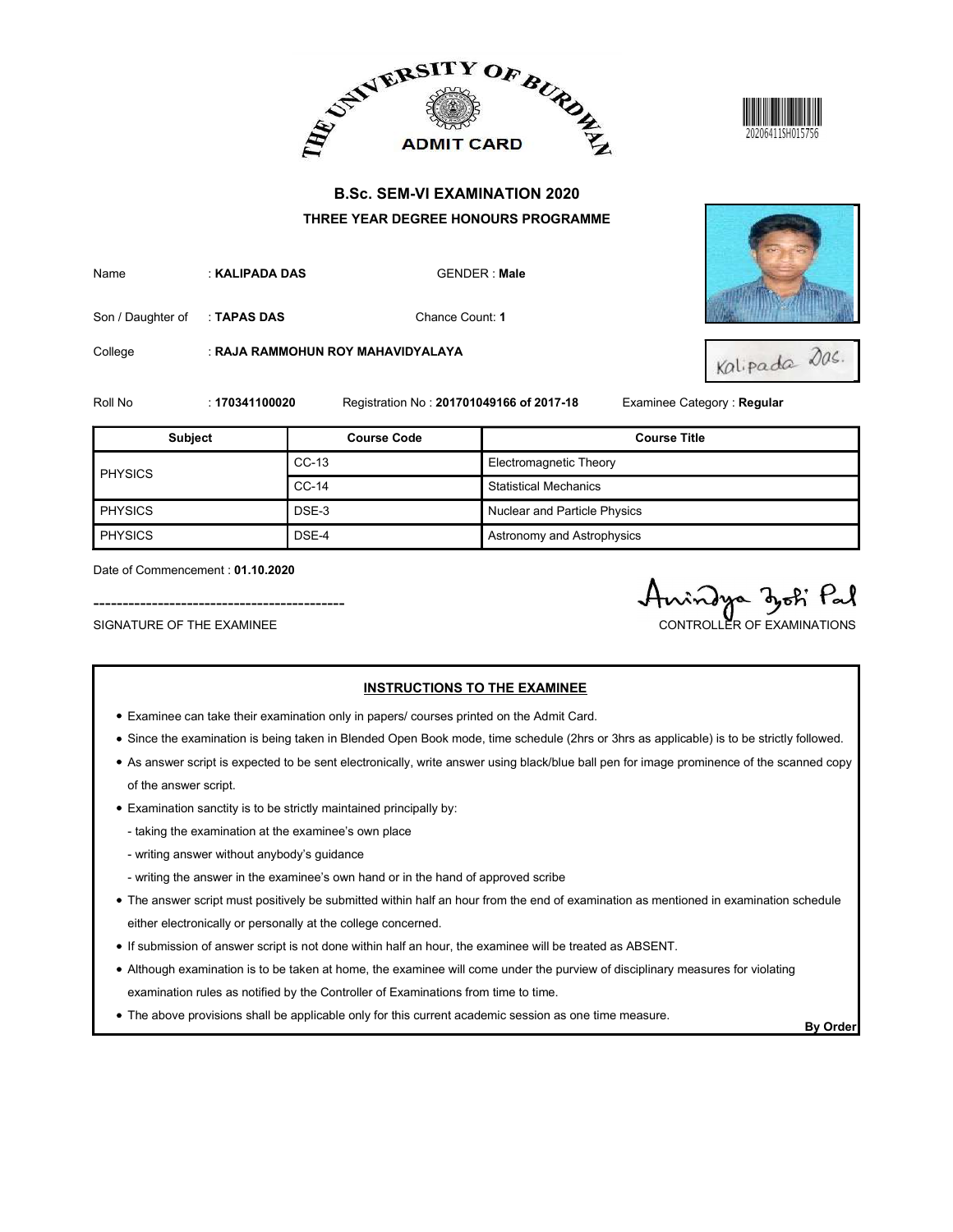# THE UNIVERSITY OF BURDWAN

## ADMIT CARD

20206411SH015756

### B.Sc. SEM-VI EXAMINATION 2020

### THREE YEAR DEGREE HONOURS PROGRAMME

Name : **KALIPADA DAS** GENDER : **Male**

Son / Daughter of : **TAPAS DAS** Chance Count: **1**

College : **RAJA RAMMOHUN ROY MAHAVIDYALAYA**

Kalipada Das.

Roll No : **170341100020** Registration No : **201701049166 of 2017-18** Examinee Category : **Regular**

| Subject | Course Code | Course Title |
|---|---|---|
| PHYSICS | CC-13 | Electromagnetic Theory |
| | CC-14 | Statistical Mechanics |
| PHYSICS | DSE-3 | Nuclear and Particle Physics |
| PHYSICS | DSE-4 | Astronomy and Astrophysics |

Date of Commencement : **01.10.2020**

Anindya Jyoti Pal

SIGNATURE OF THE EXAMINEE CONTROLLER OF EXAMINATIONS

### INSTRUCTIONS TO THE EXAMINEE

- Examinee can take their examination only in papers/ courses printed on the Admit Card.
- Since the examination is being taken in Blended Open Book mode, time schedule (2hrs or 3hrs as applicable) is to be strictly followed.
- As answer script is expected to be sent electronically, write answer using black/blue ball pen for image prominence of the scanned copy of the answer script.
- Examination sanctity is to be strictly maintained principally by:
  - taking the examination at the examinee's own place
  - writing answer without anybody's guidance
  - writing the answer in the examinee's own hand or in the hand of approved scribe
- The answer script must positively be submitted within half an hour from the end of examination as mentioned in examination schedule either electronically or personally at the college concerned.
- If submission of answer script is not done within half an hour, the examinee will be treated as ABSENT.
- Although examination is to be taken at home, the examinee will come under the purview of disciplinary measures for violating examination rules as notified by the Controller of Examinations from time to time.
- The above provisions shall be applicable only for this current academic session as one time measure.

**By Order**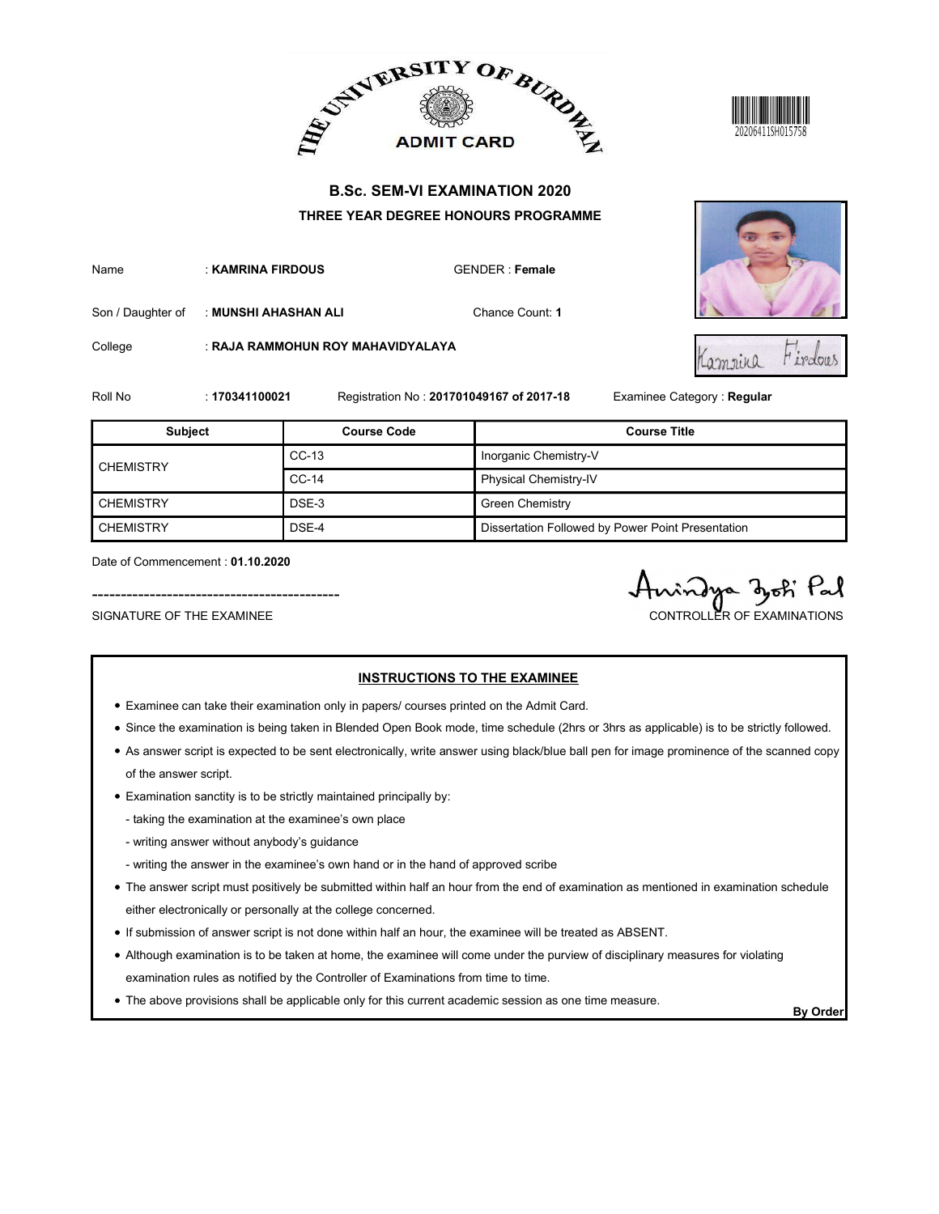THE UNIVERSITY OF BURDWAN

ADMIT CARD

20206411SH015758

## B.Sc. SEM-VI EXAMINATION 2020

### THREE YEAR DEGREE HONOURS PROGRAMME

Name : **KAMRINA FIRDOUS** GENDER : **Female**

Son / Daughter of : **MUNSHI AHASHAN ALI** Chance Count: **1**

College : **RAJA RAMMOHUN ROY MAHAVIDYALAYA**

Roll No : **170341100021** Registration No : **201701049167 of 2017-18** Examinee Category : **Regular**

| Subject | Course Code | Course Title |
|---|---|---|
| CHEMISTRY | CC-13 | Inorganic Chemistry-V |
| | CC-14 | Physical Chemistry-IV |
| CHEMISTRY | DSE-3 | Green Chemistry |
| CHEMISTRY | DSE-4 | Dissertation Followed by Power Point Presentation |

Date of Commencement : **01.10.2020**

SIGNATURE OF THE EXAMINEE

CONTROLLER OF EXAMINATIONS

### INSTRUCTIONS TO THE EXAMINEE

- Examinee can take their examination only in papers/ courses printed on the Admit Card.
- Since the examination is being taken in Blended Open Book mode, time schedule (2hrs or 3hrs as applicable) is to be strictly followed.
- As answer script is expected to be sent electronically, write answer using black/blue ball pen for image prominence of the scanned copy of the answer script.
- Examination sanctity is to be strictly maintained principally by:
  - taking the examination at the examinee's own place
  - writing answer without anybody's guidance
  - writing the answer in the examinee's own hand or in the hand of approved scribe
- The answer script must positively be submitted within half an hour from the end of examination as mentioned in examination schedule either electronically or personally at the college concerned.
- If submission of answer script is not done within half an hour, the examinee will be treated as ABSENT.
- Although examination is to be taken at home, the examinee will come under the purview of disciplinary measures for violating examination rules as notified by the Controller of Examinations from time to time.
- The above provisions shall be applicable only for this current academic session as one time measure.

**By Order**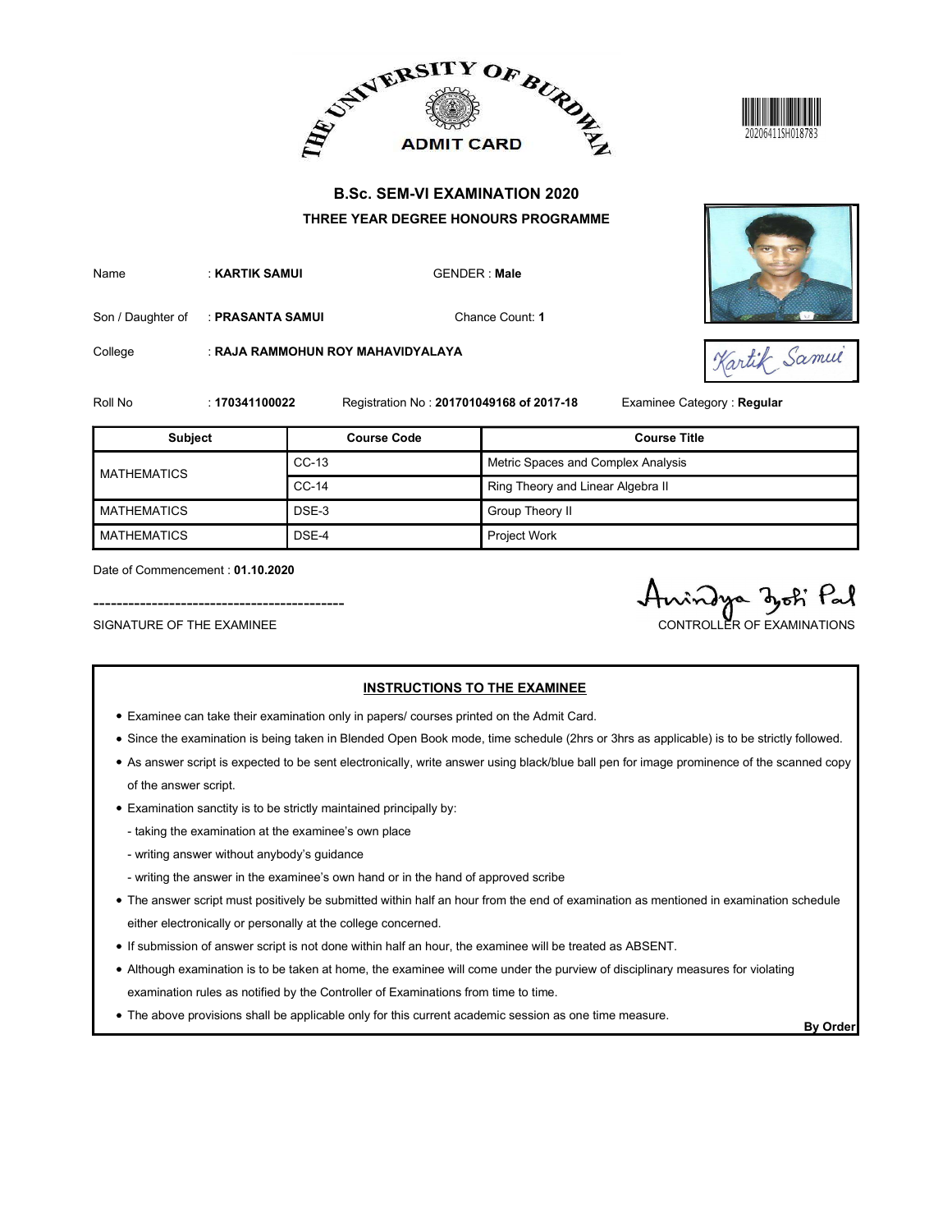# THE UNIVERSITY OF BURDWAN

## ADMIT CARD

20206411SH018783

### B.Sc. SEM-VI EXAMINATION 2020

### THREE YEAR DEGREE HONOURS PROGRAMME

Name : **KARTIK SAMUI** GENDER : **Male**

Son / Daughter of : **PRASANTA SAMUI** Chance Count: **1**

College : **RAJA RAMMOHUN ROY MAHAVIDYALAYA**

Roll No : **170341100022** Registration No : **201701049168 of 2017-18** Examinee Category : **Regular**

| Subject | Course Code | Course Title |
|---|---|---|
| MATHEMATICS | CC-13 | Metric Spaces and Complex Analysis |
| | CC-14 | Ring Theory and Linear Algebra II |
| MATHEMATICS | DSE-3 | Group Theory II |
| MATHEMATICS | DSE-4 | Project Work |

Date of Commencement : **01.10.2020**

SIGNATURE OF THE EXAMINEE

CONTROLLER OF EXAMINATIONS

## INSTRUCTIONS TO THE EXAMINEE

- Examinee can take their examination only in papers/ courses printed on the Admit Card.
- Since the examination is being taken in Blended Open Book mode, time schedule (2hrs or 3hrs as applicable) is to be strictly followed.
- As answer script is expected to be sent electronically, write answer using black/blue ball pen for image prominence of the scanned copy of the answer script.
- Examination sanctity is to be strictly maintained principally by:
  - taking the examination at the examinee's own place
  - writing answer without anybody's guidance
  - writing the answer in the examinee's own hand or in the hand of approved scribe
- The answer script must positively be submitted within half an hour from the end of examination as mentioned in examination schedule either electronically or personally at the college concerned.
- If submission of answer script is not done within half an hour, the examinee will be treated as ABSENT.
- Although examination is to be taken at home, the examinee will come under the purview of disciplinary measures for violating examination rules as notified by the Controller of Examinations from time to time.
- The above provisions shall be applicable only for this current academic session as one time measure.

**By Order**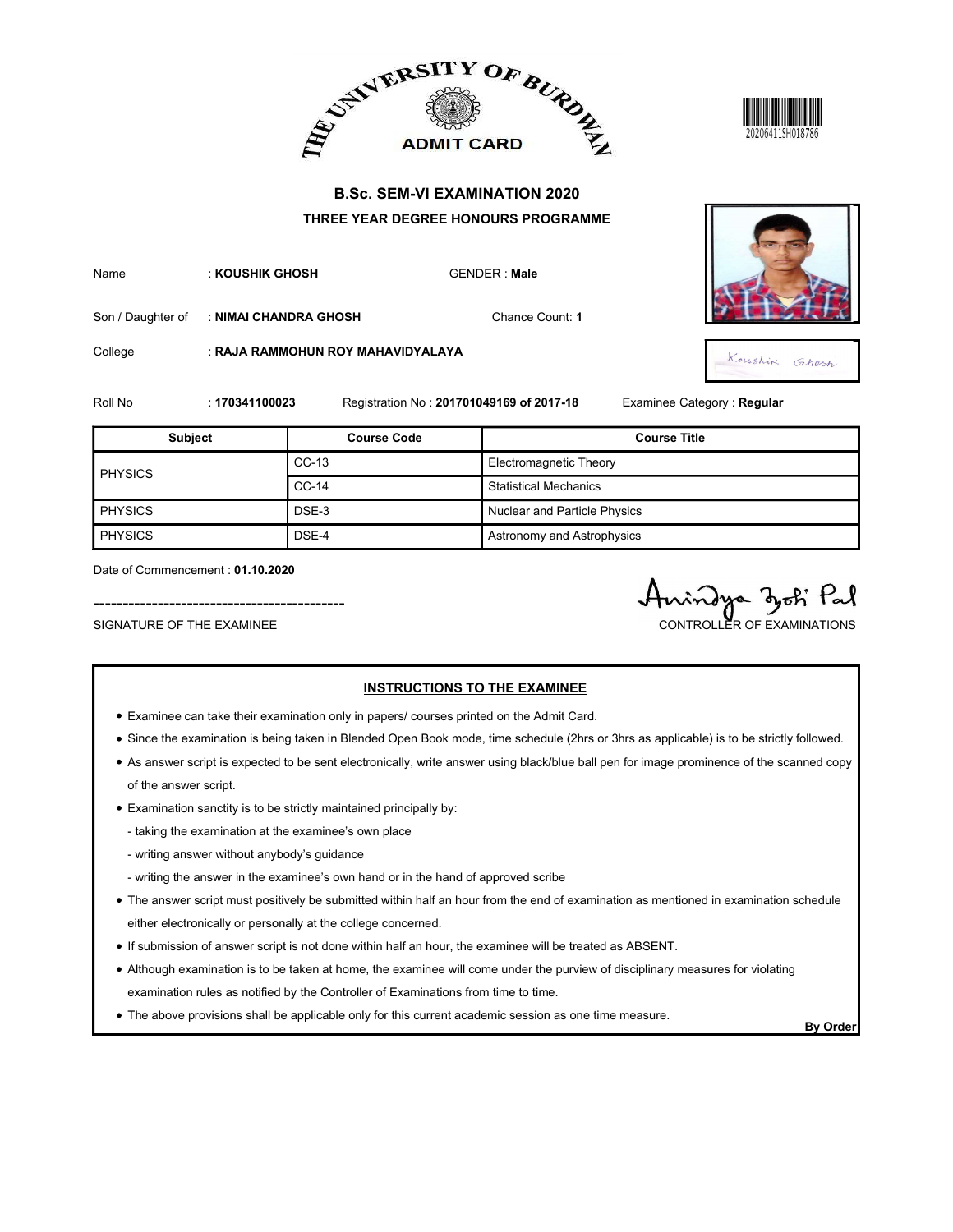THE UNIVERSITY OF BURDWAN

ADMIT CARD

20206411SH018786

## B.Sc. SEM-VI EXAMINATION 2020

### THREE YEAR DEGREE HONOURS PROGRAMME

Name : **KOUSHIK GHOSH** GENDER : **Male**

Son / Daughter of : **NIMAI CHANDRA GHOSH** Chance Count: **1**

College : **RAJA RAMMOHUN ROY MAHAVIDYALAYA**

Koushik Ghosh

Roll No : **170341100023** Registration No : **201701049169 of 2017-18** Examinee Category : **Regular**

| Subject | Course Code | Course Title |
|---|---|---|
| PHYSICS | CC-13 | Electromagnetic Theory |
| | CC-14 | Statistical Mechanics |
| PHYSICS | DSE-3 | Nuclear and Particle Physics |
| PHYSICS | DSE-4 | Astronomy and Astrophysics |

Date of Commencement : **01.10.2020**

Anindya Jyoti Pal

SIGNATURE OF THE EXAMINEE CONTROLLER OF EXAMINATIONS

### INSTRUCTIONS TO THE EXAMINEE

- Examinee can take their examination only in papers/ courses printed on the Admit Card.
- Since the examination is being taken in Blended Open Book mode, time schedule (2hrs or 3hrs as applicable) is to be strictly followed.
- As answer script is expected to be sent electronically, write answer using black/blue ball pen for image prominence of the scanned copy of the answer script.
- Examination sanctity is to be strictly maintained principally by:
  - taking the examination at the examinee's own place
  - writing answer without anybody's guidance
  - writing the answer in the examinee's own hand or in the hand of approved scribe
- The answer script must positively be submitted within half an hour from the end of examination as mentioned in examination schedule either electronically or personally at the college concerned.
- If submission of answer script is not done within half an hour, the examinee will be treated as ABSENT.
- Although examination is to be taken at home, the examinee will come under the purview of disciplinary measures for violating examination rules as notified by the Controller of Examinations from time to time.
- The above provisions shall be applicable only for this current academic session as one time measure.

**By Order**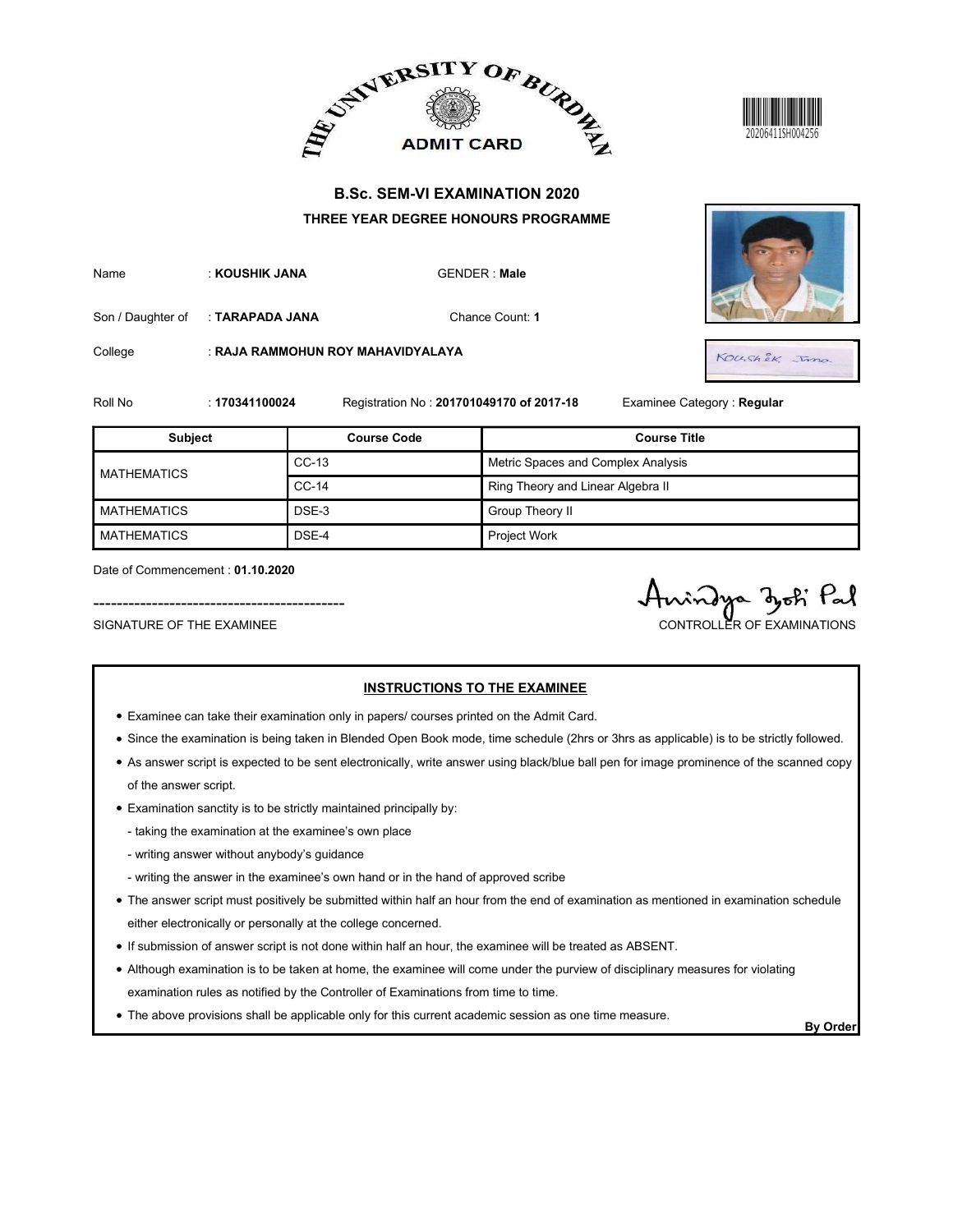# THE UNIVERSITY OF BURDWAN

## ADMIT CARD

20206411SH004256

### B.Sc. SEM-VI EXAMINATION 2020

**THREE YEAR DEGREE HONOURS PROGRAMME**

Name : **KOUSHIK JANA** GENDER : **Male**

Son / Daughter of : **TARAPADA JANA** Chance Count: **1**

College : **RAJA RAMMOHUN ROY MAHAVIDYALAYA**

Roll No : **170341100024** Registration No : **201701049170 of 2017-18** Examinee Category : **Regular**

| Subject | Course Code | Course Title |
|---|---|---|
| MATHEMATICS | CC-13 | Metric Spaces and Complex Analysis |
| | CC-14 | Ring Theory and Linear Algebra II |
| MATHEMATICS | DSE-3 | Group Theory II |
| MATHEMATICS | DSE-4 | Project Work |

Date of Commencement : **01.10.2020**

SIGNATURE OF THE EXAMINEE

CONTROLLER OF EXAMINATIONS

**INSTRUCTIONS TO THE EXAMINEE**

- Examinee can take their examination only in papers/ courses printed on the Admit Card.
- Since the examination is being taken in Blended Open Book mode, time schedule (2hrs or 3hrs as applicable) is to be strictly followed.
- As answer script is expected to be sent electronically, write answer using black/blue ball pen for image prominence of the scanned copy of the answer script.
- Examination sanctity is to be strictly maintained principally by:
  - taking the examination at the examinee's own place
  - writing answer without anybody's guidance
  - writing the answer in the examinee's own hand or in the hand of approved scribe
- The answer script must positively be submitted within half an hour from the end of examination as mentioned in examination schedule either electronically or personally at the college concerned.
- If submission of answer script is not done within half an hour, the examinee will be treated as ABSENT.
- Although examination is to be taken at home, the examinee will come under the purview of disciplinary measures for violating examination rules as notified by the Controller of Examinations from time to time.
- The above provisions shall be applicable only for this current academic session as one time measure.

**By Order**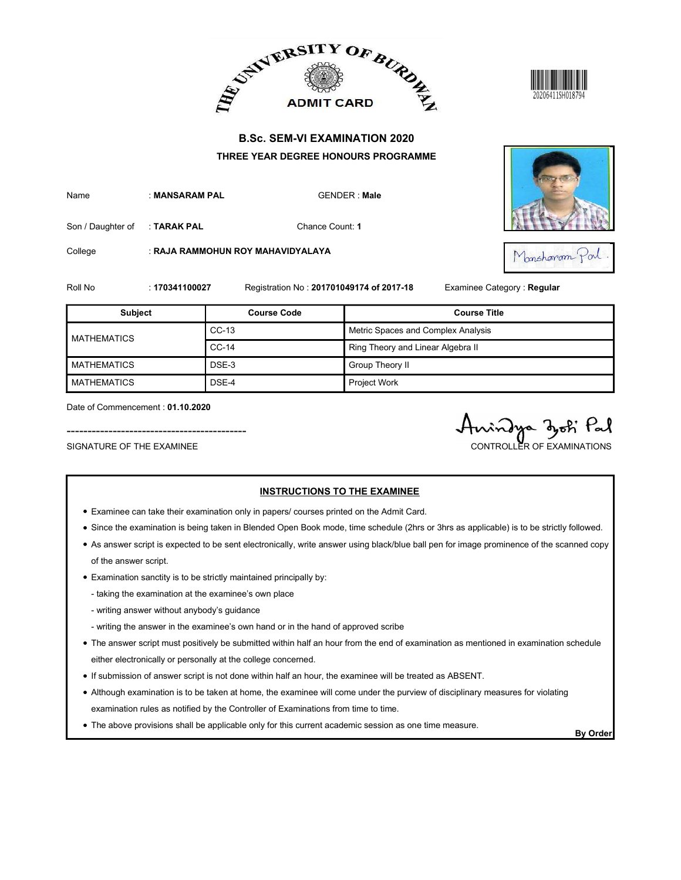THE UNIVERSITY OF BURDWAN

ADMIT CARD

20206411SH018794

## B.Sc. SEM-VI EXAMINATION 2020

### THREE YEAR DEGREE HONOURS PROGRAMME

Name : **MANSARAM PAL** GENDER : **Male**

Son / Daughter of : **TARAK PAL** Chance Count: **1**

College : **RAJA RAMMOHUN ROY MAHAVIDYALAYA**

Roll No : **170341100027** Registration No : **201701049174 of 2017-18** Examinee Category : **Regular**

| Subject | Course Code | Course Title |
|---|---|---|
| MATHEMATICS | CC-13 | Metric Spaces and Complex Analysis |
| | CC-14 | Ring Theory and Linear Algebra II |
| MATHEMATICS | DSE-3 | Group Theory II |
| MATHEMATICS | DSE-4 | Project Work |

Date of Commencement : **01.10.2020**

SIGNATURE OF THE EXAMINEE

CONTROLLER OF EXAMINATIONS

**INSTRUCTIONS TO THE EXAMINEE**

- Examinee can take their examination only in papers/ courses printed on the Admit Card.
- Since the examination is being taken in Blended Open Book mode, time schedule (2hrs or 3hrs as applicable) is to be strictly followed.
- As answer script is expected to be sent electronically, write answer using black/blue ball pen for image prominence of the scanned copy of the answer script.
- Examination sanctity is to be strictly maintained principally by:
  - taking the examination at the examinee's own place
  - writing answer without anybody's guidance
  - writing the answer in the examinee's own hand or in the hand of approved scribe
- The answer script must positively be submitted within half an hour from the end of examination as mentioned in examination schedule either electronically or personally at the college concerned.
- If submission of answer script is not done within half an hour, the examinee will be treated as ABSENT.
- Although examination is to be taken at home, the examinee will come under the purview of disciplinary measures for violating examination rules as notified by the Controller of Examinations from time to time.
- The above provisions shall be applicable only for this current academic session as one time measure.

**By Order**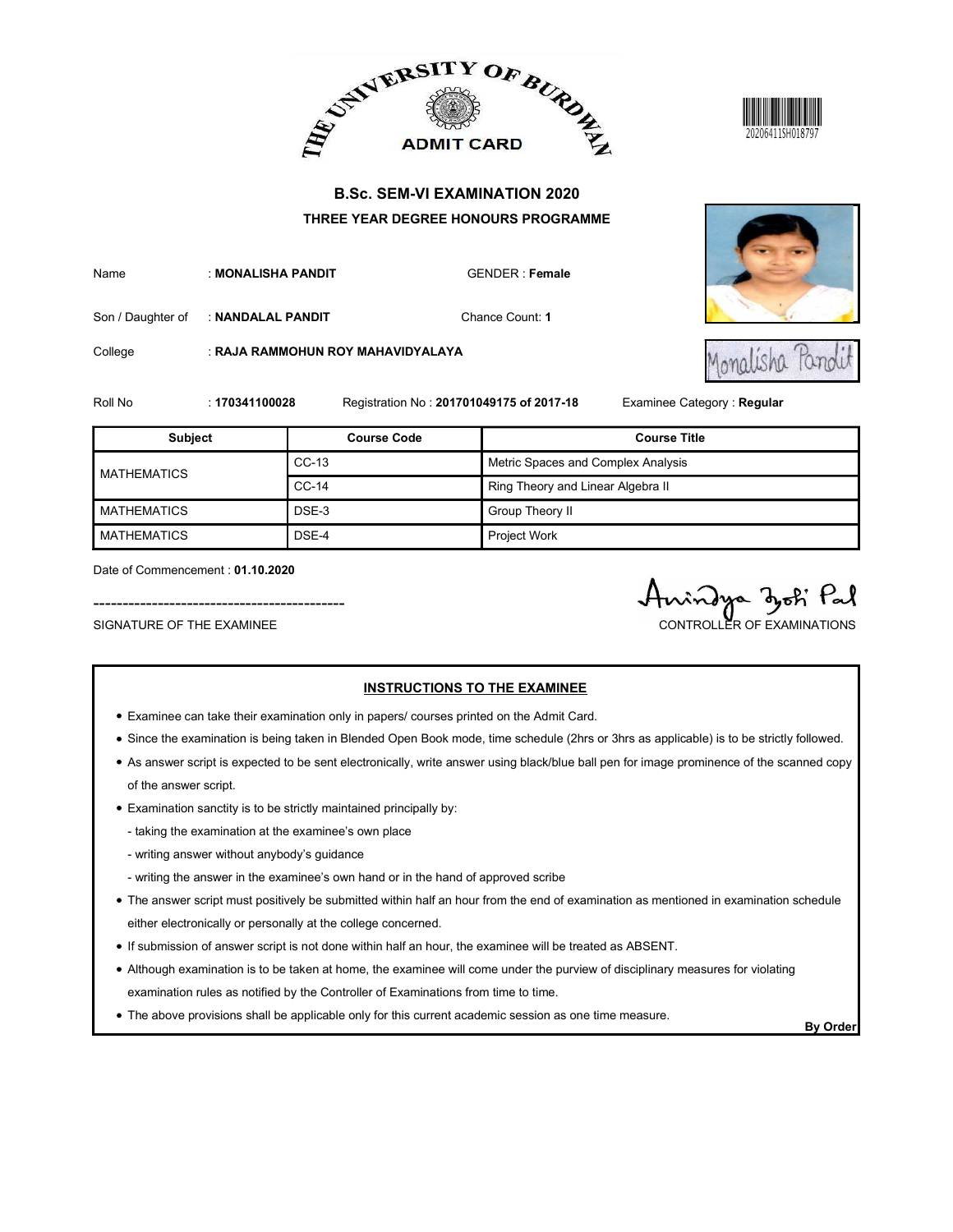THE UNIVERSITY OF BURDWAN

ADMIT CARD

20206411SH018797

## B.Sc. SEM-VI EXAMINATION 2020

### THREE YEAR DEGREE HONOURS PROGRAMME

Name : **MONALISHA PANDIT** GENDER : **Female**

Son / Daughter of : **NANDALAL PANDIT** Chance Count: **1**

College : **RAJA RAMMOHUN ROY MAHAVIDYALAYA**

Roll No : **170341100028** Registration No : **201701049175 of 2017-18** Examinee Category : **Regular**

| Subject | Course Code | Course Title |
|---|---|---|
| MATHEMATICS | CC-13 | Metric Spaces and Complex Analysis |
| | CC-14 | Ring Theory and Linear Algebra II |
| MATHEMATICS | DSE-3 | Group Theory II |
| MATHEMATICS | DSE-4 | Project Work |

Date of Commencement : **01.10.2020**

SIGNATURE OF THE EXAMINEE

CONTROLLER OF EXAMINATIONS

**INSTRUCTIONS TO THE EXAMINEE**

- Examinee can take their examination only in papers/ courses printed on the Admit Card.
- Since the examination is being taken in Blended Open Book mode, time schedule (2hrs or 3hrs as applicable) is to be strictly followed.
- As answer script is expected to be sent electronically, write answer using black/blue ball pen for image prominence of the scanned copy of the answer script.
- Examination sanctity is to be strictly maintained principally by:
  - taking the examination at the examinee's own place
  - writing answer without anybody's guidance
  - writing the answer in the examinee's own hand or in the hand of approved scribe
- The answer script must positively be submitted within half an hour from the end of examination as mentioned in examination schedule either electronically or personally at the college concerned.
- If submission of answer script is not done within half an hour, the examinee will be treated as ABSENT.
- Although examination is to be taken at home, the examinee will come under the purview of disciplinary measures for violating examination rules as notified by the Controller of Examinations from time to time.
- The above provisions shall be applicable only for this current academic session as one time measure.

**By Order**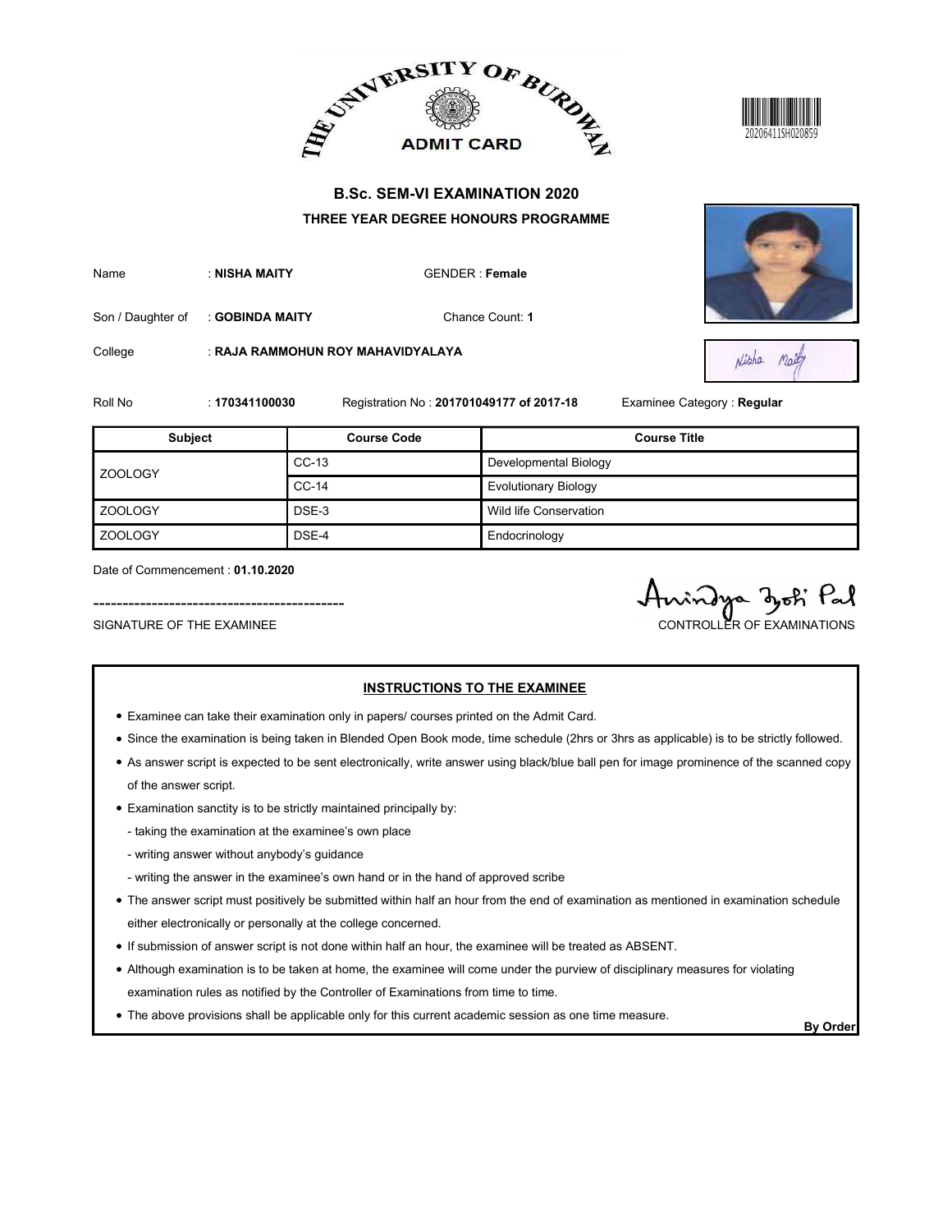THE UNIVERSITY OF BURDWAN

ADMIT CARD

20206411SH020859

## B.Sc. SEM-VI EXAMINATION 2020

### THREE YEAR DEGREE HONOURS PROGRAMME

Name : **NISHA MAITY** GENDER : **Female**

Son / Daughter of : **GOBINDA MAITY** Chance Count: **1**

College : **RAJA RAMMOHUN ROY MAHAVIDYALAYA**

Roll No : **170341100030** Registration No : **201701049177 of 2017-18** Examinee Category : **Regular**

| Subject | Course Code | Course Title |
|---|---|---|
| ZOOLOGY | CC-13 | Developmental Biology |
| | CC-14 | Evolutionary Biology |
| ZOOLOGY | DSE-3 | Wild life Conservation |
| ZOOLOGY | DSE-4 | Endocrinology |

Date of Commencement : **01.10.2020**

SIGNATURE OF THE EXAMINEE

CONTROLLER OF EXAMINATIONS

**INSTRUCTIONS TO THE EXAMINEE**

- Examinee can take their examination only in papers/ courses printed on the Admit Card.
- Since the examination is being taken in Blended Open Book mode, time schedule (2hrs or 3hrs as applicable) is to be strictly followed.
- As answer script is expected to be sent electronically, write answer using black/blue ball pen for image prominence of the scanned copy of the answer script.
- Examination sanctity is to be strictly maintained principally by:
  - taking the examination at the examinee's own place
  - writing answer without anybody's guidance
  - writing the answer in the examinee's own hand or in the hand of approved scribe
- The answer script must positively be submitted within half an hour from the end of examination as mentioned in examination schedule either electronically or personally at the college concerned.
- If submission of answer script is not done within half an hour, the examinee will be treated as ABSENT.
- Although examination is to be taken at home, the examinee will come under the purview of disciplinary measures for violating examination rules as notified by the Controller of Examinations from time to time.
- The above provisions shall be applicable only for this current academic session as one time measure.

**By Order**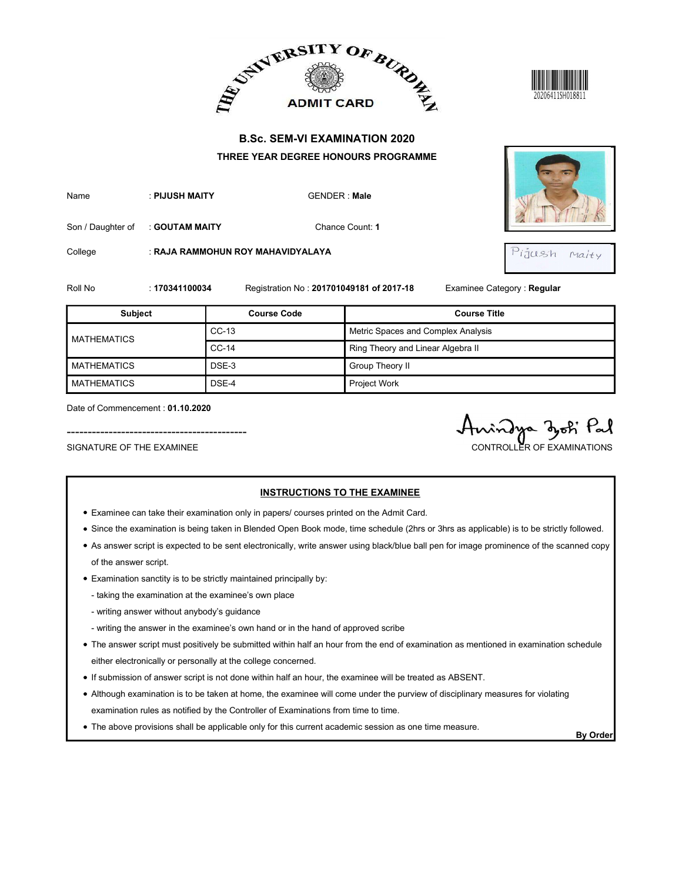THE UNIVERSITY OF BURDWAN

ADMIT CARD

20206411SH018811

## B.Sc. SEM-VI EXAMINATION 2020

### THREE YEAR DEGREE HONOURS PROGRAMME

Name : **PIJUSH MAITY** GENDER : **Male**

Son / Daughter of : **GOUTAM MAITY** Chance Count: **1**

College : **RAJA RAMMOHUN ROY MAHAVIDYALAYA**

Pijush Maity

Roll No : **170341100034** Registration No : **201701049181 of 2017-18** Examinee Category : **Regular**

| Subject | Course Code | Course Title |
|---|---|---|
| MATHEMATICS | CC-13 | Metric Spaces and Complex Analysis |
| | CC-14 | Ring Theory and Linear Algebra II |
| MATHEMATICS | DSE-3 | Group Theory II |
| MATHEMATICS | DSE-4 | Project Work |

Date of Commencement : **01.10.2020**

--------------------------------------------

SIGNATURE OF THE EXAMINEE

Anindya Jyoti Pal

CONTROLLER OF EXAMINATIONS

### INSTRUCTIONS TO THE EXAMINEE

- Examinee can take their examination only in papers/ courses printed on the Admit Card.
- Since the examination is being taken in Blended Open Book mode, time schedule (2hrs or 3hrs as applicable) is to be strictly followed.
- As answer script is expected to be sent electronically, write answer using black/blue ball pen for image prominence of the scanned copy of the answer script.
- Examination sanctity is to be strictly maintained principally by:
  - taking the examination at the examinee's own place
  - writing answer without anybody's guidance
  - writing the answer in the examinee's own hand or in the hand of approved scribe
- The answer script must positively be submitted within half an hour from the end of examination as mentioned in examination schedule either electronically or personally at the college concerned.
- If submission of answer script is not done within half an hour, the examinee will be treated as ABSENT.
- Although examination is to be taken at home, the examinee will come under the purview of disciplinary measures for violating examination rules as notified by the Controller of Examinations from time to time.
- The above provisions shall be applicable only for this current academic session as one time measure.

**By Order**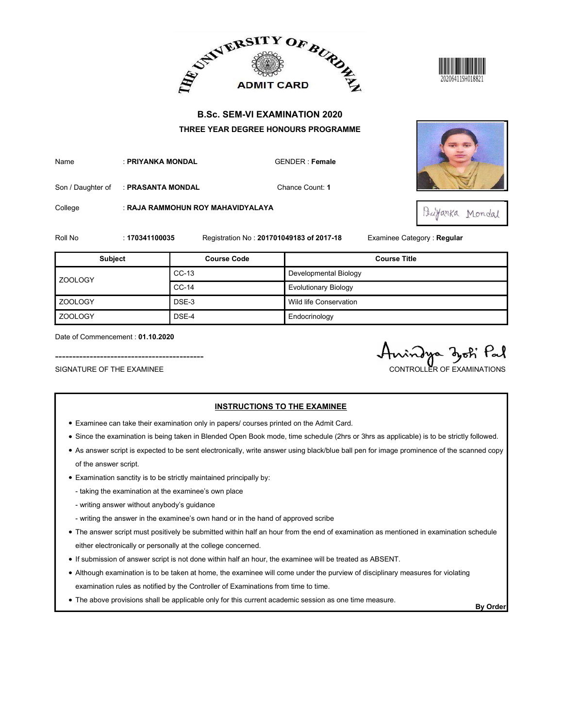THE UNIVERSITY OF BURDWAN

ADMIT CARD

20206411SH018821

## B.Sc. SEM-VI EXAMINATION 2020

### THREE YEAR DEGREE HONOURS PROGRAMME

Name : **PRIYANKA MONDAL** GENDER : **Female**

Son / Daughter of : **PRASANTA MONDAL** Chance Count: **1**

College : **RAJA RAMMOHUN ROY MAHAVIDYALAYA**

Roll No : **170341100035** Registration No : **201701049183 of 2017-18** Examinee Category : **Regular**

| Subject | Course Code | Course Title |
|---|---|---|
| ZOOLOGY | CC-13 | Developmental Biology |
| | CC-14 | Evolutionary Biology |
| ZOOLOGY | DSE-3 | Wild life Conservation |
| ZOOLOGY | DSE-4 | Endocrinology |

Date of Commencement : **01.10.2020**

SIGNATURE OF THE EXAMINEE

CONTROLLER OF EXAMINATIONS

#### INSTRUCTIONS TO THE EXAMINEE

- Examinee can take their examination only in papers/ courses printed on the Admit Card.
- Since the examination is being taken in Blended Open Book mode, time schedule (2hrs or 3hrs as applicable) is to be strictly followed.
- As answer script is expected to be sent electronically, write answer using black/blue ball pen for image prominence of the scanned copy of the answer script.
- Examination sanctity is to be strictly maintained principally by:
  - taking the examination at the examinee's own place
  - writing answer without anybody's guidance
  - writing the answer in the examinee's own hand or in the hand of approved scribe
- The answer script must positively be submitted within half an hour from the end of examination as mentioned in examination schedule either electronically or personally at the college concerned.
- If submission of answer script is not done within half an hour, the examinee will be treated as ABSENT.
- Although examination is to be taken at home, the examinee will come under the purview of disciplinary measures for violating examination rules as notified by the Controller of Examinations from time to time.
- The above provisions shall be applicable only for this current academic session as one time measure.

**By Order**